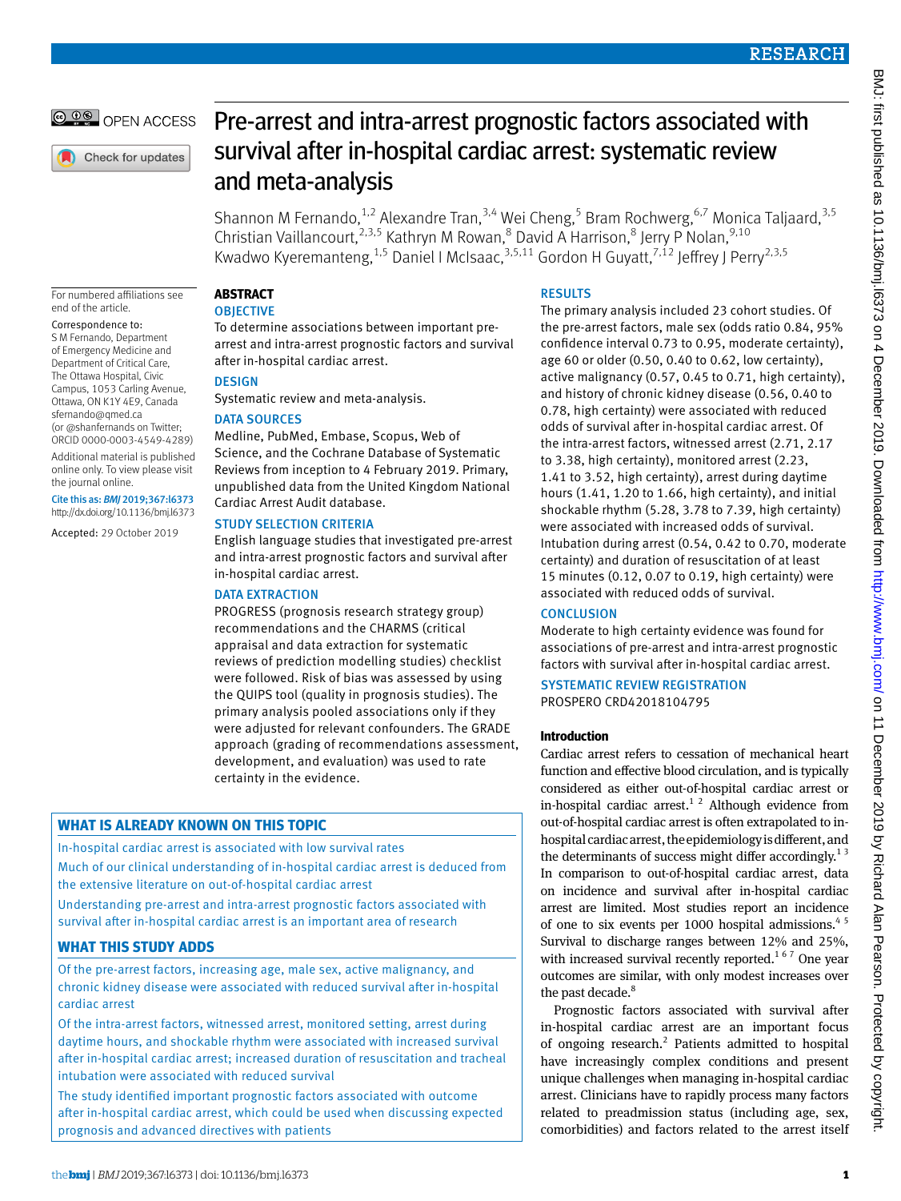# Pre-arrest and intra-arrest prognostic factors associated with survival after in-hospital cardiac arrest: systematic review and meta-analysis

Shannon M Fernando,[1,2] Alexandre Tran,[3,4] Wei Cheng,[5] Bram Rochwerg,[6,7] Monica Taljaard,[3,5] Christian Vaillancourt,[2,3,5] Kathryn M Rowan,[8] David A Harrison,[8] Jerry P Nolan,[9,10] Kwadwo Kyeremanteng,[1,5] Daniel I McIsaac,[3,5,11] Gordon H Guyatt,[7,12] Jeffrey J Perry[2,3,5]

For numbered affiliations see end of the article.

Correspondence to: S M Fernando, Department of Emergency Medicine and Department of Critical Care, The Ottawa Hospital, Civic Campus, 1053 Carling Avenue, Ottawa, ON K1Y 4E9, Canada sfernando@qmed.ca (or @shanfernands on Twitter; ORCID 0000-0003-4549-4289)

Additional material is published online only. To view please visit the journal online.

Cite this as: *BMJ* 2019;367:l6373 http://dx.doi.org/10.1136/bmj.l6373

Accepted: 29 October 2019

## ABSTRACT

### OBJECTIVE

To determine associations between important pre-arrest and intra-arrest prognostic factors and survival after in-hospital cardiac arrest.

### DESIGN

Systematic review and meta-analysis.

### DATA SOURCES

Medline, PubMed, Embase, Scopus, Web of Science, and the Cochrane Database of Systematic Reviews from inception to 4 February 2019. Primary, unpublished data from the United Kingdom National Cardiac Arrest Audit database.

### STUDY SELECTION CRITERIA

English language studies that investigated pre-arrest and intra-arrest prognostic factors and survival after in-hospital cardiac arrest.

### DATA EXTRACTION

PROGRESS (prognosis research strategy group) recommendations and the CHARMS (critical appraisal and data extraction for systematic reviews of prediction modelling studies) checklist were followed. Risk of bias was assessed by using the QUIPS tool (quality in prognosis studies). The primary analysis pooled associations only if they were adjusted for relevant confounders. The GRADE approach (grading of recommendations assessment, development, and evaluation) was used to rate certainty in the evidence.

### RESULTS

The primary analysis included 23 cohort studies. Of the pre-arrest factors, male sex (odds ratio 0.84, 95% confidence interval 0.73 to 0.95, moderate certainty), age 60 or older (0.50, 0.40 to 0.62, low certainty), active malignancy (0.57, 0.45 to 0.71, high certainty), and history of chronic kidney disease (0.56, 0.40 to 0.78, high certainty) were associated with reduced odds of survival after in-hospital cardiac arrest. Of the intra-arrest factors, witnessed arrest (2.71, 2.17 to 3.38, high certainty), monitored arrest (2.23, 1.41 to 3.52, high certainty), arrest during daytime hours (1.41, 1.20 to 1.66, high certainty), and initial shockable rhythm (5.28, 3.78 to 7.39, high certainty) were associated with increased odds of survival. Intubation during arrest (0.54, 0.42 to 0.70, moderate certainty) and duration of resuscitation of at least 15 minutes (0.12, 0.07 to 0.19, high certainty) were associated with reduced odds of survival.

### CONCLUSION

Moderate to high certainty evidence was found for associations of pre-arrest and intra-arrest prognostic factors with survival after in-hospital cardiac arrest.

### SYSTEMATIC REVIEW REGISTRATION

PROSPERO CRD42018104795

### WHAT IS ALREADY KNOWN ON THIS TOPIC

In-hospital cardiac arrest is associated with low survival rates

Much of our clinical understanding of in-hospital cardiac arrest is deduced from the extensive literature on out-of-hospital cardiac arrest

Understanding pre-arrest and intra-arrest prognostic factors associated with survival after in-hospital cardiac arrest is an important area of research

### WHAT THIS STUDY ADDS

Of the pre-arrest factors, increasing age, male sex, active malignancy, and chronic kidney disease were associated with reduced survival after in-hospital cardiac arrest

Of the intra-arrest factors, witnessed arrest, monitored setting, arrest during daytime hours, and shockable rhythm were associated with increased survival after in-hospital cardiac arrest; increased duration of resuscitation and tracheal intubation were associated with reduced survival

The study identified important prognostic factors associated with outcome after in-hospital cardiac arrest, which could be used when discussing expected prognosis and advanced directives with patients

## Introduction

Cardiac arrest refers to cessation of mechanical heart function and effective blood circulation, and is typically considered as either out-of-hospital cardiac arrest or in-hospital cardiac arrest.[1 2] Although evidence from out-of-hospital cardiac arrest is often extrapolated to in-hospital cardiac arrest, the epidemiology is different, and the determinants of success might differ accordingly.[1 3] In comparison to out-of-hospital cardiac arrest, data on incidence and survival after in-hospital cardiac arrest are limited. Most studies report an incidence of one to six events per 1000 hospital admissions.[4 5] Survival to discharge ranges between 12% and 25%, with increased survival recently reported.[1 6 7] One year outcomes are similar, with only modest increases over the past decade.[8]

Prognostic factors associated with survival after in-hospital cardiac arrest are an important focus of ongoing research.[2] Patients admitted to hospital have increasingly complex conditions and present unique challenges when managing in-hospital cardiac arrest. Clinicians have to rapidly process many factors related to preadmission status (including age, sex, comorbidities) and factors related to the arrest itself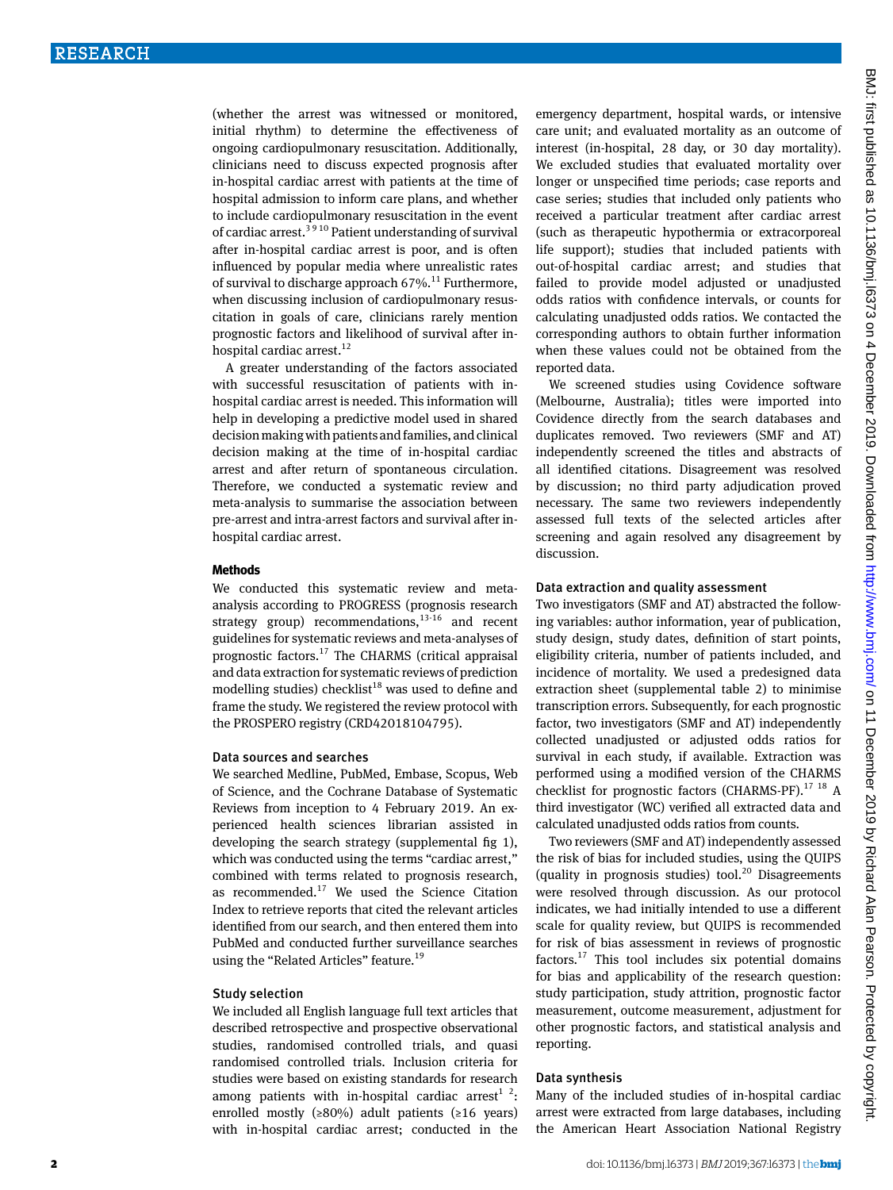(whether the arrest was witnessed or monitored, initial rhythm) to determine the effectiveness of ongoing cardiopulmonary resuscitation. Additionally, clinicians need to discuss expected prognosis after in-hospital cardiac arrest with patients at the time of hospital admission to inform care plans, and whether to include cardiopulmonary resuscitation in the event of cardiac arrest.[3 9 10] Patient understanding of survival after in-hospital cardiac arrest is poor, and is often influenced by popular media where unrealistic rates of survival to discharge approach 67%.[11] Furthermore, when discussing inclusion of cardiopulmonary resuscitation in goals of care, clinicians rarely mention prognostic factors and likelihood of survival after in-hospital cardiac arrest.[12]

A greater understanding of the factors associated with successful resuscitation of patients with in-hospital cardiac arrest is needed. This information will help in developing a predictive model used in shared decision making with patients and families, and clinical decision making at the time of in-hospital cardiac arrest and after return of spontaneous circulation. Therefore, we conducted a systematic review and meta-analysis to summarise the association between pre-arrest and intra-arrest factors and survival after in-hospital cardiac arrest.

## Methods

We conducted this systematic review and meta-analysis according to PROGRESS (prognosis research strategy group) recommendations,[13-16] and recent guidelines for systematic reviews and meta-analyses of prognostic factors.[17] The CHARMS (critical appraisal and data extraction for systematic reviews of prediction modelling studies) checklist[18] was used to define and frame the study. We registered the review protocol with the PROSPERO registry (CRD42018104795).

### Data sources and searches

We searched Medline, PubMed, Embase, Scopus, Web of Science, and the Cochrane Database of Systematic Reviews from inception to 4 February 2019. An experienced health sciences librarian assisted in developing the search strategy (supplemental fig 1), which was conducted using the terms "cardiac arrest," combined with terms related to prognosis research, as recommended.[17] We used the Science Citation Index to retrieve reports that cited the relevant articles identified from our search, and then entered them into PubMed and conducted further surveillance searches using the "Related Articles" feature.[19]

### Study selection

We included all English language full text articles that described retrospective and prospective observational studies, randomised controlled trials, and quasi randomised controlled trials. Inclusion criteria for studies were based on existing standards for research among patients with in-hospital cardiac arrest[1 2]: enrolled mostly (≥80%) adult patients (≥16 years) with in-hospital cardiac arrest; conducted in the emergency department, hospital wards, or intensive care unit; and evaluated mortality as an outcome of interest (in-hospital, 28 day, or 30 day mortality). We excluded studies that evaluated mortality over longer or unspecified time periods; case reports and case series; studies that included only patients who received a particular treatment after cardiac arrest (such as therapeutic hypothermia or extracorporeal life support); studies that included patients with out-of-hospital cardiac arrest; and studies that failed to provide model adjusted or unadjusted odds ratios with confidence intervals, or counts for calculating unadjusted odds ratios. We contacted the corresponding authors to obtain further information when these values could not be obtained from the reported data.

We screened studies using Covidence software (Melbourne, Australia); titles were imported into Covidence directly from the search databases and duplicates removed. Two reviewers (SMF and AT) independently screened the titles and abstracts of all identified citations. Disagreement was resolved by discussion; no third party adjudication proved necessary. The same two reviewers independently assessed full texts of the selected articles after screening and again resolved any disagreement by discussion.

### Data extraction and quality assessment

Two investigators (SMF and AT) abstracted the following variables: author information, year of publication, study design, study dates, definition of start points, eligibility criteria, number of patients included, and incidence of mortality. We used a predesigned data extraction sheet (supplemental table 2) to minimise transcription errors. Subsequently, for each prognostic factor, two investigators (SMF and AT) independently collected unadjusted or adjusted odds ratios for survival in each study, if available. Extraction was performed using a modified version of the CHARMS checklist for prognostic factors (CHARMS-PF).[17 18] A third investigator (WC) verified all extracted data and calculated unadjusted odds ratios from counts.

Two reviewers (SMF and AT) independently assessed the risk of bias for included studies, using the QUIPS (quality in prognosis studies) tool.[20] Disagreements were resolved through discussion. As our protocol indicates, we had initially intended to use a different scale for quality review, but QUIPS is recommended for risk of bias assessment in reviews of prognostic factors.[17] This tool includes six potential domains for bias and applicability of the research question: study participation, study attrition, prognostic factor measurement, outcome measurement, adjustment for other prognostic factors, and statistical analysis and reporting.

### Data synthesis

Many of the included studies of in-hospital cardiac arrest were extracted from large databases, including the American Heart Association National Registry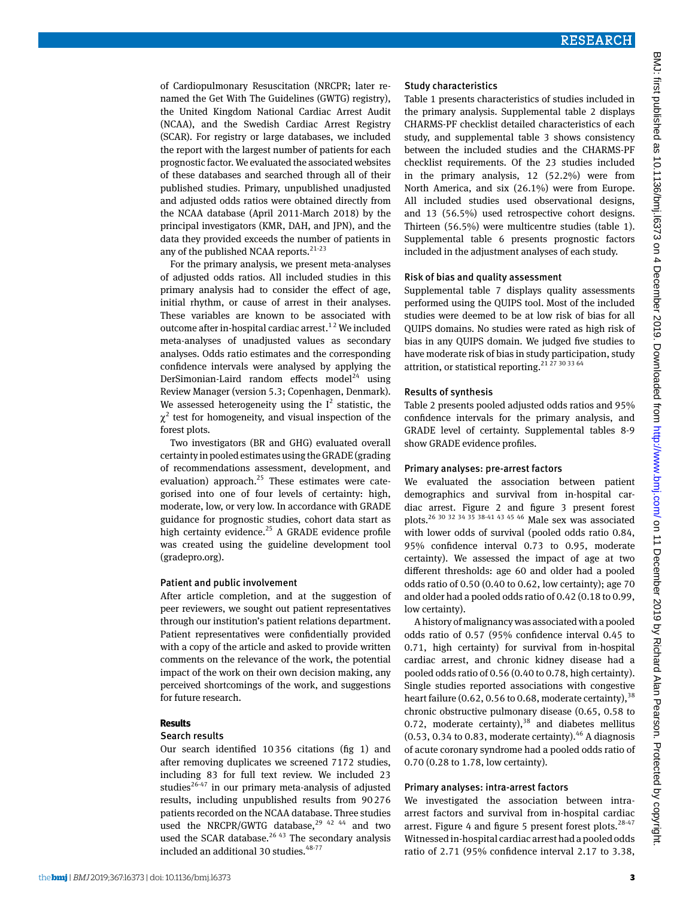of Cardiopulmonary Resuscitation (NRCPR; later renamed the Get With The Guidelines (GWTG) registry), the United Kingdom National Cardiac Arrest Audit (NCAA), and the Swedish Cardiac Arrest Registry (SCAR). For registry or large databases, we included the report with the largest number of patients for each prognostic factor. We evaluated the associated websites of these databases and searched through all of their published studies. Primary, unpublished unadjusted and adjusted odds ratios were obtained directly from the NCAA database (April 2011-March 2018) by the principal investigators (KMR, DAH, and JPN), and the data they provided exceeds the number of patients in any of the published NCAA reports.[21-23]

For the primary analysis, we present meta-analyses of adjusted odds ratios. All included studies in this primary analysis had to consider the effect of age, initial rhythm, or cause of arrest in their analyses. These variables are known to be associated with outcome after in-hospital cardiac arrest.[1 2] We included meta-analyses of unadjusted values as secondary analyses. Odds ratio estimates and the corresponding confidence intervals were analysed by applying the DerSimonian-Laird random effects model[24] using Review Manager (version 5.3; Copenhagen, Denmark). We assessed heterogeneity using the $I^2$ statistic, the $\chi^2$ test for homogeneity, and visual inspection of the forest plots.

Two investigators (BR and GHG) evaluated overall certainty in pooled estimates using the GRADE (grading of recommendations assessment, development, and evaluation) approach.[25] These estimates were categorised into one of four levels of certainty: high, moderate, low, or very low. In accordance with GRADE guidance for prognostic studies, cohort data start as high certainty evidence.[25] A GRADE evidence profile was created using the guideline development tool (gradepro.org).

### Patient and public involvement

After article completion, and at the suggestion of peer reviewers, we sought out patient representatives through our institution's patient relations department. Patient representatives were confidentially provided with a copy of the article and asked to provide written comments on the relevance of the work, the potential impact of the work on their own decision making, any perceived shortcomings of the work, and suggestions for future research.

## Results

### Search results

Our search identified 10 356 citations (fig 1) and after removing duplicates we screened 7172 studies, including 83 for full text review. We included 23 studies[26-47] in our primary meta-analysis of adjusted results, including unpublished results from 90 276 patients recorded on the NCAA database. Three studies used the NRCPR/GWTG database,[29 42 44] and two used the SCAR database.[26 43] The secondary analysis included an additional 30 studies.[48-77]

### Study characteristics

Table 1 presents characteristics of studies included in the primary analysis. Supplemental table 2 displays CHARMS-PF checklist detailed characteristics of each study, and supplemental table 3 shows consistency between the included studies and the CHARMS-PF checklist requirements. Of the 23 studies included in the primary analysis, 12 (52.2%) were from North America, and six (26.1%) were from Europe. All included studies used observational designs, and 13 (56.5%) used retrospective cohort designs. Thirteen (56.5%) were multicentre studies (table 1). Supplemental table 6 presents prognostic factors included in the adjustment analyses of each study.

### Risk of bias and quality assessment

Supplemental table 7 displays quality assessments performed using the QUIPS tool. Most of the included studies were deemed to be at low risk of bias for all QUIPS domains. No studies were rated as high risk of bias in any QUIPS domain. We judged five studies to have moderate risk of bias in study participation, study attrition, or statistical reporting.[21 27 30 33 64]

### Results of synthesis

Table 2 presents pooled adjusted odds ratios and 95% confidence intervals for the primary analysis, and GRADE level of certainty. Supplemental tables 8-9 show GRADE evidence profiles.

### Primary analyses: pre-arrest factors

We evaluated the association between patient demographics and survival from in-hospital cardiac arrest. Figure 2 and figure 3 present forest plots.[26 30 32 34 35 38-41 43 45 46] Male sex was associated with lower odds of survival (pooled odds ratio 0.84, 95% confidence interval 0.73 to 0.95, moderate certainty). We assessed the impact of age at two different thresholds: age 60 and older had a pooled odds ratio of 0.50 (0.40 to 0.62, low certainty); age 70 and older had a pooled odds ratio of 0.42 (0.18 to 0.99, low certainty).

A history of malignancy was associated with a pooled odds ratio of 0.57 (95% confidence interval 0.45 to 0.71, high certainty) for survival from in-hospital cardiac arrest, and chronic kidney disease had a pooled odds ratio of 0.56 (0.40 to 0.78, high certainty). Single studies reported associations with congestive heart failure (0.62, 0.56 to 0.68, moderate certainty),[38] chronic obstructive pulmonary disease (0.65, 0.58 to 0.72, moderate certainty),[38] and diabetes mellitus (0.53, 0.34 to 0.83, moderate certainty).[46] A diagnosis of acute coronary syndrome had a pooled odds ratio of 0.70 (0.28 to 1.78, low certainty).

### Primary analyses: intra-arrest factors

We investigated the association between intra-arrest factors and survival from in-hospital cardiac arrest. Figure 4 and figure 5 present forest plots.[28-47] Witnessed in-hospital cardiac arrest had a pooled odds ratio of 2.71 (95% confidence interval 2.17 to 3.38,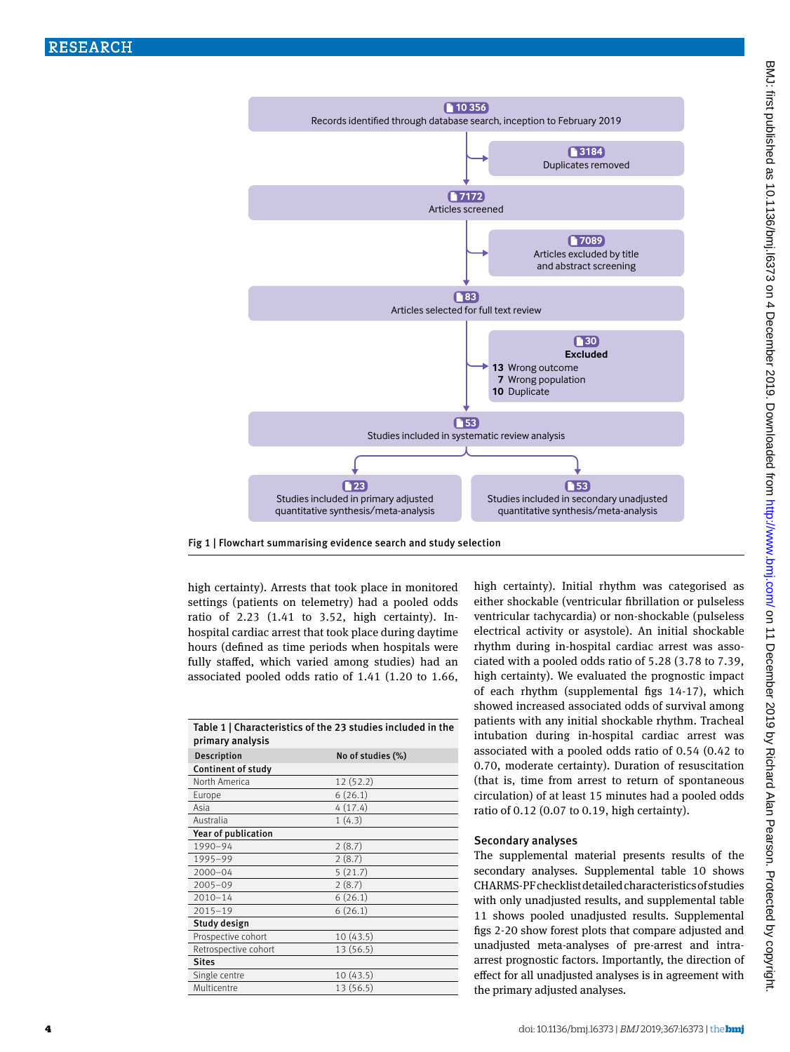Records identified through database search, inception to February 2019: 10 356

Duplicates removed: 3184

Articles screened: 7172

Articles excluded by title and abstract screening: 7089

Articles selected for full text review: 83

Excluded: 30
- 13 Wrong outcome
- 7 Wrong population
- 10 Duplicate

Studies included in systematic review analysis: 53

Studies included in primary adjusted quantitative synthesis/meta-analysis: 23

Studies included in secondary unadjusted quantitative synthesis/meta-analysis: 53

Fig 1 | Flowchart summarising evidence search and study selection

high certainty). Arrests that took place in monitored settings (patients on telemetry) had a pooled odds ratio of 2.23 (1.41 to 3.52, high certainty). In-hospital cardiac arrest that took place during daytime hours (defined as time periods when hospitals were fully staffed, which varied among studies) had an associated pooled odds ratio of 1.41 (1.20 to 1.66, high certainty). Initial rhythm was categorised as either shockable (ventricular fibrillation or pulseless ventricular tachycardia) or non-shockable (pulseless electrical activity or asystole). An initial shockable rhythm during in-hospital cardiac arrest was associated with a pooled odds ratio of 5.28 (3.78 to 7.39, high certainty). We evaluated the prognostic impact of each rhythm (supplemental figs 14-17), which showed increased associated odds of survival among patients with any initial shockable rhythm. Tracheal intubation during in-hospital cardiac arrest was associated with a pooled odds ratio of 0.54 (0.42 to 0.70, moderate certainty). Duration of resuscitation (that is, time from arrest to return of spontaneous circulation) of at least 15 minutes had a pooled odds ratio of 0.12 (0.07 to 0.19, high certainty).

Table 1 | Characteristics of the 23 studies included in the primary analysis

| Description | No of studies (%) |
|---|---|
| **Continent of study** | |
| North America | 12 (52.2) |
| Europe | 6 (26.1) |
| Asia | 4 (17.4) |
| Australia | 1 (4.3) |
| **Year of publication** | |
| 1990–94 | 2 (8.7) |
| 1995–99 | 2 (8.7) |
| 2000–04 | 5 (21.7) |
| 2005–09 | 2 (8.7) |
| 2010–14 | 6 (26.1) |
| 2015–19 | 6 (26.1) |
| **Study design** | |
| Prospective cohort | 10 (43.5) |
| Retrospective cohort | 13 (56.5) |
| **Sites** | |
| Single centre | 10 (43.5) |
| Multicentre | 13 (56.5) |

### Secondary analyses

The supplemental material presents results of the secondary analyses. Supplemental table 10 shows CHARMS-PF checklist detailed characteristics of studies with only unadjusted results, and supplemental table 11 shows pooled unadjusted results. Supplemental figs 2-20 show forest plots that compare adjusted and unadjusted meta-analyses of pre-arrest and intra-arrest prognostic factors. Importantly, the direction of effect for all unadjusted analyses is in agreement with the primary adjusted analyses.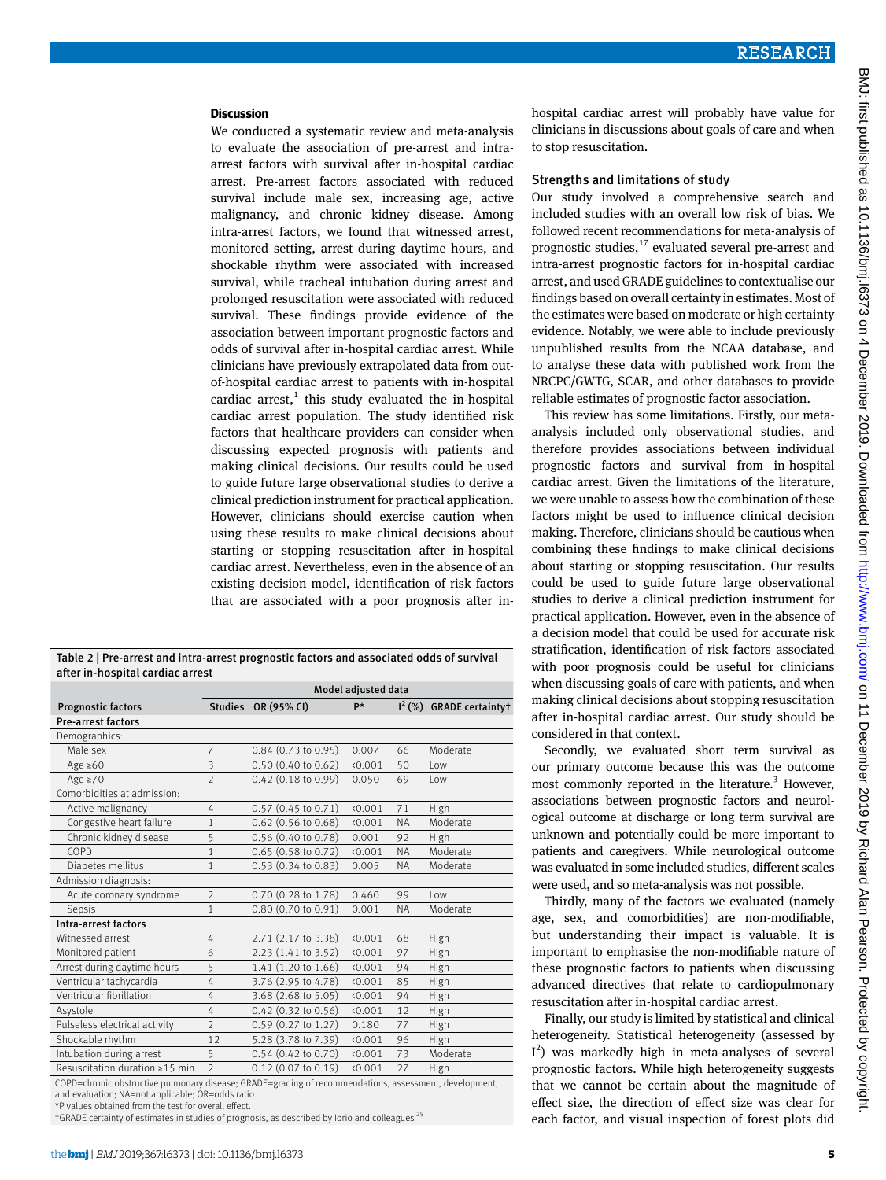## Discussion

We conducted a systematic review and meta-analysis to evaluate the association of pre-arrest and intra-arrest factors with survival after in-hospital cardiac arrest. Pre-arrest factors associated with reduced survival include male sex, increasing age, active malignancy, and chronic kidney disease. Among intra-arrest factors, we found that witnessed arrest, monitored setting, arrest during daytime hours, and shockable rhythm were associated with increased survival, while tracheal intubation during arrest and prolonged resuscitation were associated with reduced survival. These findings provide evidence of the association between important prognostic factors and odds of survival after in-hospital cardiac arrest. While clinicians have previously extrapolated data from out-of-hospital cardiac arrest to patients with in-hospital cardiac arrest,[1] this study evaluated the in-hospital cardiac arrest population. The study identified risk factors that healthcare providers can consider when discussing expected prognosis with patients and making clinical decisions. Our results could be used to guide future large observational studies to derive a clinical prediction instrument for practical application. However, clinicians should exercise caution when using these results to make clinical decisions about starting or stopping resuscitation after in-hospital cardiac arrest. Nevertheless, even in the absence of an existing decision model, identification of risk factors that are associated with a poor prognosis after in-hospital cardiac arrest will probably have value for clinicians in discussions about goals of care and when to stop resuscitation.

Table 2 | Pre-arrest and intra-arrest prognostic factors and associated odds of survival after in-hospital cardiac arrest

| | Model adjusted data | | | | |
|---|---|---|---|---|---|
| Prognostic factors | Studies | OR (95% CI) | P* | $I^2$ (%) | GRADE certainty† |
| **Pre-arrest factors** | | | | | |
| Demographics: | | | | | |
| Male sex | 7 | 0.84 (0.73 to 0.95) | 0.007 | 66 | Moderate |
| Age ≥60 | 3 | 0.50 (0.40 to 0.62) | <0.001 | 50 | Low |
| Age ≥70 | 2 | 0.42 (0.18 to 0.99) | 0.050 | 69 | Low |
| Comorbidities at admission: | | | | | |
| Active malignancy | 4 | 0.57 (0.45 to 0.71) | <0.001 | 71 | High |
| Congestive heart failure | 1 | 0.62 (0.56 to 0.68) | <0.001 | NA | Moderate |
| Chronic kidney disease | 5 | 0.56 (0.40 to 0.78) | 0.001 | 92 | High |
| COPD | 1 | 0.65 (0.58 to 0.72) | <0.001 | NA | Moderate |
| Diabetes mellitus | 1 | 0.53 (0.34 to 0.83) | 0.005 | NA | Moderate |
| Admission diagnosis: | | | | | |
| Acute coronary syndrome | 2 | 0.70 (0.28 to 1.78) | 0.460 | 99 | Low |
| Sepsis | 1 | 0.80 (0.70 to 0.91) | 0.001 | NA | Moderate |
| **Intra-arrest factors** | | | | | |
| Witnessed arrest | 4 | 2.71 (2.17 to 3.38) | <0.001 | 68 | High |
| Monitored patient | 6 | 2.23 (1.41 to 3.52) | <0.001 | 97 | High |
| Arrest during daytime hours | 5 | 1.41 (1.20 to 1.66) | <0.001 | 94 | High |
| Ventricular tachycardia | 4 | 3.76 (2.95 to 4.78) | <0.001 | 85 | High |
| Ventricular fibrillation | 4 | 3.68 (2.68 to 5.05) | <0.001 | 94 | High |
| Asystole | 4 | 0.42 (0.32 to 0.56) | <0.001 | 12 | High |
| Pulseless electrical activity | 2 | 0.59 (0.27 to 1.27) | 0.180 | 77 | High |
| Shockable rhythm | 12 | 5.28 (3.78 to 7.39) | <0.001 | 96 | High |
| Intubation during arrest | 5 | 0.54 (0.42 to 0.70) | <0.001 | 73 | Moderate |
| Resuscitation duration ≥15 min | 2 | 0.12 (0.07 to 0.19) | <0.001 | 27 | High |

COPD=chronic obstructive pulmonary disease; GRADE=grading of recommendations, assessment, development, and evaluation; NA=not applicable; OR=odds ratio.
*P values obtained from the test for overall effect.
†GRADE certainty of estimates in studies of prognosis, as described by Iorio and colleagues[25]

### Strengths and limitations of study

Our study involved a comprehensive search and included studies with an overall low risk of bias. We followed recent recommendations for meta-analysis of prognostic studies,[17] evaluated several pre-arrest and intra-arrest prognostic factors for in-hospital cardiac arrest, and used GRADE guidelines to contextualise our findings based on overall certainty in estimates. Most of the estimates were based on moderate or high certainty evidence. Notably, we were able to include previously unpublished results from the NCAA database, and to analyse these data with published work from the NRCPC/GWTG, SCAR, and other databases to provide reliable estimates of prognostic factor association.

This review has some limitations. Firstly, our meta-analysis included only observational studies, and therefore provides associations between individual prognostic factors and survival from in-hospital cardiac arrest. Given the limitations of the literature, we were unable to assess how the combination of these factors might be used to influence clinical decision making. Therefore, clinicians should be cautious when combining these findings to make clinical decisions about starting or stopping resuscitation. Our results could be used to guide future large observational studies to derive a clinical prediction instrument for practical application. However, even in the absence of a decision model that could be used for accurate risk stratification, identification of risk factors associated with poor prognosis could be useful for clinicians when discussing goals of care with patients, and when making clinical decisions about stopping resuscitation after in-hospital cardiac arrest. Our study should be considered in that context.

Secondly, we evaluated short term survival as our primary outcome because this was the outcome most commonly reported in the literature.[3] However, associations between prognostic factors and neurological outcome at discharge or long term survival are unknown and potentially could be more important to patients and caregivers. While neurological outcome was evaluated in some included studies, different scales were used, and so meta-analysis was not possible.

Thirdly, many of the factors we evaluated (namely age, sex, and comorbidities) are non-modifiable, but understanding their impact is valuable. It is important to emphasise the non-modifiable nature of these prognostic factors to patients when discussing advanced directives that relate to cardiopulmonary resuscitation after in-hospital cardiac arrest.

Finally, our study is limited by statistical and clinical heterogeneity. Statistical heterogeneity (assessed by $I^2$) was markedly high in meta-analyses of several prognostic factors. While high heterogeneity suggests that we cannot be certain about the magnitude of effect size, the direction of effect size was clear for each factor, and visual inspection of forest plots did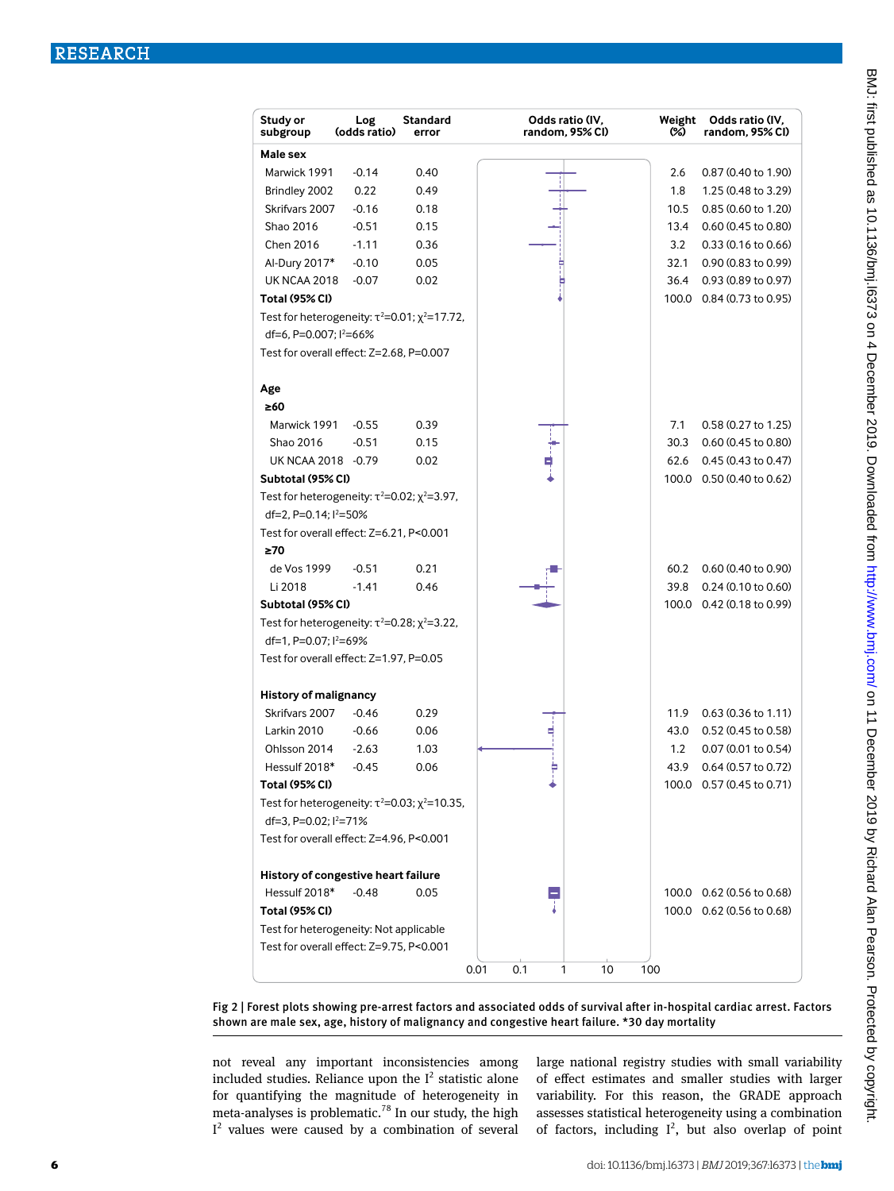| Study or subgroup | Log (odds ratio) | Standard error | Weight (%) | Odds ratio (IV, random, 95% CI) |
|---|---|---|---|---|
| **Male sex** | | | | |
| Marwick 1991 | -0.14 | 0.40 | 2.6 | 0.87 (0.40 to 1.90) |
| Brindley 2002 | 0.22 | 0.49 | 1.8 | 1.25 (0.48 to 3.29) |
| Skrifvars 2007 | -0.16 | 0.18 | 10.5 | 0.85 (0.60 to 1.20) |
| Shao 2016 | -0.51 | 0.15 | 13.4 | 0.60 (0.45 to 0.80) |
| Chen 2016 | -1.11 | 0.36 | 3.2 | 0.33 (0.16 to 0.66) |
| Al-Dury 2017* | -0.10 | 0.05 | 32.1 | 0.90 (0.83 to 0.99) |
| UK NCAA 2018 | -0.07 | 0.02 | 36.4 | 0.93 (0.89 to 0.97) |
| **Total (95% CI)** | | | 100.0 | 0.84 (0.73 to 0.95) |
| Test for heterogeneity: $\tau^2$=0.01; $\chi^2$=17.72, df=6, P=0.007; $I^2$=66% | | | | |
| Test for overall effect: Z=2.68, P=0.007 | | | | |
| **Age** | | | | |
| **≥60** | | | | |
| Marwick 1991 | -0.55 | 0.39 | 7.1 | 0.58 (0.27 to 1.25) |
| Shao 2016 | -0.51 | 0.15 | 30.3 | 0.60 (0.45 to 0.80) |
| UK NCAA 2018 | -0.79 | 0.02 | 62.6 | 0.45 (0.43 to 0.47) |
| **Subtotal (95% CI)** | | | 100.0 | 0.50 (0.40 to 0.62) |
| Test for heterogeneity: $\tau^2$=0.02; $\chi^2$=3.97, df=2, P=0.14; $I^2$=50% | | | | |
| Test for overall effect: Z=6.21, P<0.001 | | | | |
| **≥70** | | | | |
| de Vos 1999 | -0.51 | 0.21 | 60.2 | 0.60 (0.40 to 0.90) |
| Li 2018 | -1.41 | 0.46 | 39.8 | 0.24 (0.10 to 0.60) |
| **Subtotal (95% CI)** | | | 100.0 | 0.42 (0.18 to 0.99) |
| Test for heterogeneity: $\tau^2$=0.28; $\chi^2$=3.22, df=1, P=0.07; $I^2$=69% | | | | |
| Test for overall effect: Z=1.97, P=0.05 | | | | |
| **History of malignancy** | | | | |
| Skrifvars 2007 | -0.46 | 0.29 | 11.9 | 0.63 (0.36 to 1.11) |
| Larkin 2010 | -0.66 | 0.06 | 43.0 | 0.52 (0.45 to 0.58) |
| Ohlsson 2014 | -2.63 | 1.03 | 1.2 | 0.07 (0.01 to 0.54) |
| Hessulf 2018* | -0.45 | 0.06 | 43.9 | 0.64 (0.57 to 0.72) |
| **Total (95% CI)** | | | 100.0 | 0.57 (0.45 to 0.71) |
| Test for heterogeneity: $\tau^2$=0.03; $\chi^2$=10.35, df=3, P=0.02; $I^2$=71% | | | | |
| Test for overall effect: Z=4.96, P<0.001 | | | | |
| **History of congestive heart failure** | | | | |
| Hessulf 2018* | -0.48 | 0.05 | 100.0 | 0.62 (0.56 to 0.68) |
| **Total (95% CI)** | | | 100.0 | 0.62 (0.56 to 0.68) |
| Test for heterogeneity: Not applicable | | | | |
| Test for overall effect: Z=9.75, P<0.001 | | | | |

Fig 2 | Forest plots showing pre-arrest factors and associated odds of survival after in-hospital cardiac arrest. Factors shown are male sex, age, history of malignancy and congestive heart failure. *30 day mortality

not reveal any important inconsistencies among included studies. Reliance upon the $I^2$ statistic alone for quantifying the magnitude of heterogeneity in meta-analyses is problematic.[78] In our study, the high $I^2$ values were caused by a combination of several large national registry studies with small variability of effect estimates and smaller studies with larger variability. For this reason, the GRADE approach assesses statistical heterogeneity using a combination of factors, including $I^2$, but also overlap of point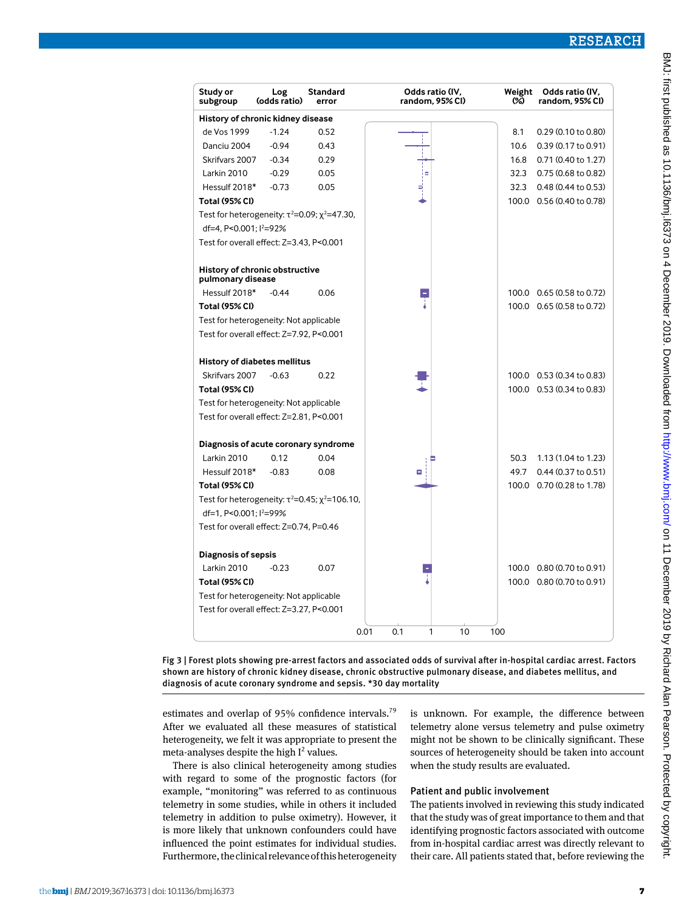| Study or subgroup | Log (odds ratio) | Standard error | Weight (%) | Odds ratio (IV, random, 95% CI) |
|---|---|---|---|---|
| **History of chronic kidney disease** | | | | |
| de Vos 1999 | -1.24 | 0.52 | 8.1 | 0.29 (0.10 to 0.80) |
| Danciu 2004 | -0.94 | 0.43 | 10.6 | 0.39 (0.17 to 0.91) |
| Skrifvars 2007 | -0.34 | 0.29 | 16.8 | 0.71 (0.40 to 1.27) |
| Larkin 2010 | -0.29 | 0.05 | 32.3 | 0.75 (0.68 to 0.82) |
| Hessulf 2018* | -0.73 | 0.05 | 32.3 | 0.48 (0.44 to 0.53) |
| **Total (95% CI)** | | | 100.0 | 0.56 (0.40 to 0.78) |
| Test for heterogeneity: $\tau^2$=0.09; $\chi^2$=47.30, df=4, P<0.001; $I^2$=92% | | | | |
| Test for overall effect: Z=3.43, P<0.001 | | | | |
| **History of chronic obstructive pulmonary disease** | | | | |
| Hessulf 2018* | -0.44 | 0.06 | 100.0 | 0.65 (0.58 to 0.72) |
| **Total (95% CI)** | | | 100.0 | 0.65 (0.58 to 0.72) |
| Test for heterogeneity: Not applicable | | | | |
| Test for overall effect: Z=7.92, P<0.001 | | | | |
| **History of diabetes mellitus** | | | | |
| Skrifvars 2007 | -0.63 | 0.22 | 100.0 | 0.53 (0.34 to 0.83) |
| **Total (95% CI)** | | | 100.0 | 0.53 (0.34 to 0.83) |
| Test for heterogeneity: Not applicable | | | | |
| Test for overall effect: Z=2.81, P<0.001 | | | | |
| **Diagnosis of acute coronary syndrome** | | | | |
| Larkin 2010 | 0.12 | 0.04 | 50.3 | 1.13 (1.04 to 1.23) |
| Hessulf 2018* | -0.83 | 0.08 | 49.7 | 0.44 (0.37 to 0.51) |
| **Total (95% CI)** | | | 100.0 | 0.70 (0.28 to 1.78) |
| Test for heterogeneity: $\tau^2$=0.45; $\chi^2$=106.10, df=1, P<0.001; $I^2$=99% | | | | |
| Test for overall effect: Z=0.74, P=0.46 | | | | |
| **Diagnosis of sepsis** | | | | |
| Larkin 2010 | -0.23 | 0.07 | 100.0 | 0.80 (0.70 to 0.91) |
| **Total (95% CI)** | | | 100.0 | 0.80 (0.70 to 0.91) |
| Test for heterogeneity: Not applicable | | | | |
| Test for overall effect: Z=3.27, P<0.001 | | | | |

Fig 3 | Forest plots showing pre-arrest factors and associated odds of survival after in-hospital cardiac arrest. Factors shown are history of chronic kidney disease, chronic obstructive pulmonary disease, and diabetes mellitus, and diagnosis of acute coronary syndrome and sepsis. *30 day mortality

estimates and overlap of 95% confidence intervals.[79] After we evaluated all these measures of statistical heterogeneity, we felt it was appropriate to present the meta-analyses despite the high $I^2$ values.

There is also clinical heterogeneity among studies with regard to some of the prognostic factors (for example, "monitoring" was referred to as continuous telemetry in some studies, while in others it included telemetry in addition to pulse oximetry). However, it is more likely that unknown confounders could have influenced the point estimates for individual studies. Furthermore, the clinical relevance of this heterogeneity is unknown. For example, the difference between telemetry alone versus telemetry and pulse oximetry might not be shown to be clinically significant. These sources of heterogeneity should be taken into account when the study results are evaluated.

### Patient and public involvement

The patients involved in reviewing this study indicated that the study was of great importance to them and that identifying prognostic factors associated with outcome from in-hospital cardiac arrest was directly relevant to their care. All patients stated that, before reviewing the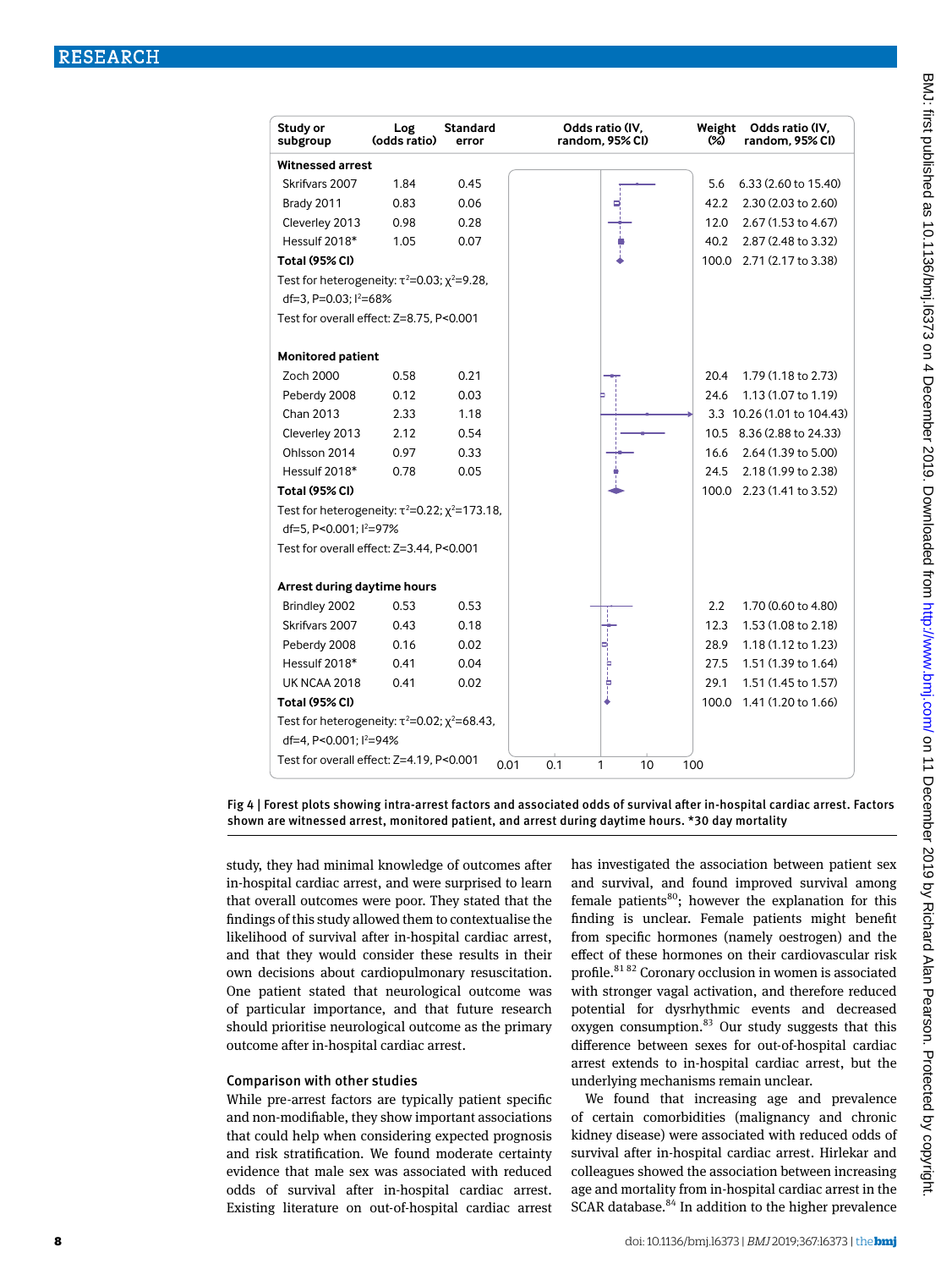| Study or subgroup | Log (odds ratio) | Standard error | Weight (%) | Odds ratio (IV, random, 95% CI) |
|---|---|---|---|---|
| **Witnessed arrest** | | | | |
| Skrifvars 2007 | 1.84 | 0.45 | 5.6 | 6.33 (2.60 to 15.40) |
| Brady 2011 | 0.83 | 0.06 | 42.2 | 2.30 (2.03 to 2.60) |
| Cleverley 2013 | 0.98 | 0.28 | 12.0 | 2.67 (1.53 to 4.67) |
| Hessulf 2018* | 1.05 | 0.07 | 40.2 | 2.87 (2.48 to 3.32) |
| **Total (95% CI)** | | | 100.0 | 2.71 (2.17 to 3.38) |
| Test for heterogeneity: $\tau^2$=0.03; $\chi^2$=9.28, df=3, P=0.03; $I^2$=68% | | | | |
| Test for overall effect: Z=8.75, P<0.001 | | | | |
| **Monitored patient** | | | | |
| Zoch 2000 | 0.58 | 0.21 | 20.4 | 1.79 (1.18 to 2.73) |
| Peberdy 2008 | 0.12 | 0.03 | 24.6 | 1.13 (1.07 to 1.19) |
| Chan 2013 | 2.33 | 1.18 | 3.3 | 10.26 (1.01 to 104.43) |
| Cleverley 2013 | 2.12 | 0.54 | 10.5 | 8.36 (2.88 to 24.33) |
| Ohlsson 2014 | 0.97 | 0.33 | 16.6 | 2.64 (1.39 to 5.00) |
| Hessulf 2018* | 0.78 | 0.05 | 24.5 | 2.18 (1.99 to 2.38) |
| **Total (95% CI)** | | | 100.0 | 2.23 (1.41 to 3.52) |
| Test for heterogeneity: $\tau^2$=0.22; $\chi^2$=173.18, df=5, P<0.001; $I^2$=97% | | | | |
| Test for overall effect: Z=3.44, P<0.001 | | | | |
| **Arrest during daytime hours** | | | | |
| Brindley 2002 | 0.53 | 0.53 | 2.2 | 1.70 (0.60 to 4.80) |
| Skrifvars 2007 | 0.43 | 0.18 | 12.3 | 1.53 (1.08 to 2.18) |
| Peberdy 2008 | 0.16 | 0.02 | 28.9 | 1.18 (1.12 to 1.23) |
| Hessulf 2018* | 0.41 | 0.04 | 27.5 | 1.51 (1.39 to 1.64) |
| UK NCAA 2018 | 0.41 | 0.02 | 29.1 | 1.51 (1.45 to 1.57) |
| **Total (95% CI)** | | | 100.0 | 1.41 (1.20 to 1.66) |
| Test for heterogeneity: $\tau^2$=0.02; $\chi^2$=68.43, df=4, P<0.001; $I^2$=94% | | | | |
| Test for overall effect: Z=4.19, P<0.001 | | | | |

Fig 4 | Forest plots showing intra-arrest factors and associated odds of survival after in-hospital cardiac arrest. Factors shown are witnessed arrest, monitored patient, and arrest during daytime hours. *30 day mortality

study, they had minimal knowledge of outcomes after in-hospital cardiac arrest, and were surprised to learn that overall outcomes were poor. They stated that the findings of this study allowed them to contextualise the likelihood of survival after in-hospital cardiac arrest, and that they would consider these results in their own decisions about cardiopulmonary resuscitation. One patient stated that neurological outcome was of particular importance, and that future research should prioritise neurological outcome as the primary outcome after in-hospital cardiac arrest.

## Comparison with other studies

While pre-arrest factors are typically patient specific and non-modifiable, they show important associations that could help when considering expected prognosis and risk stratification. We found moderate certainty evidence that male sex was associated with reduced odds of survival after in-hospital cardiac arrest. Existing literature on out-of-hospital cardiac arrest has investigated the association between patient sex and survival, and found improved survival among female patients[80]; however the explanation for this finding is unclear. Female patients might benefit from specific hormones (namely oestrogen) and the effect of these hormones on their cardiovascular risk profile.[81,82] Coronary occlusion in women is associated with stronger vagal activation, and therefore reduced potential for dysrhythmic events and decreased oxygen consumption.[83] Our study suggests that this difference between sexes for out-of-hospital cardiac arrest extends to in-hospital cardiac arrest, but the underlying mechanisms remain unclear.

We found that increasing age and prevalence of certain comorbidities (malignancy and chronic kidney disease) were associated with reduced odds of survival after in-hospital cardiac arrest. Hirlekar and colleagues showed the association between increasing age and mortality from in-hospital cardiac arrest in the SCAR database.[84] In addition to the higher prevalence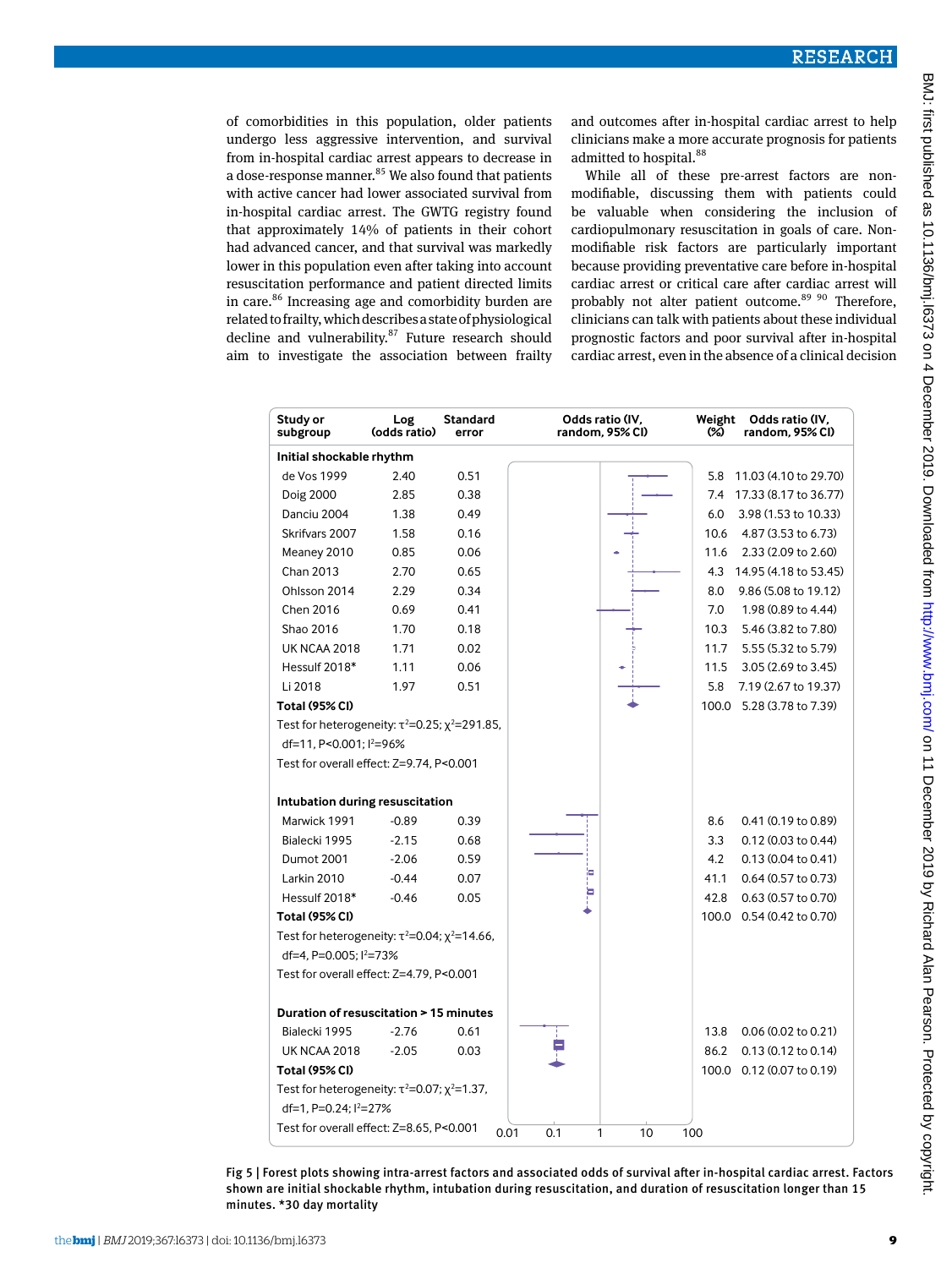of comorbidities in this population, older patients undergo less aggressive intervention, and survival from in-hospital cardiac arrest appears to decrease in a dose-response manner.[85] We also found that patients with active cancer had lower associated survival from in-hospital cardiac arrest. The GWTG registry found that approximately 14% of patients in their cohort had advanced cancer, and that survival was markedly lower in this population even after taking into account resuscitation performance and patient directed limits in care.[86] Increasing age and comorbidity burden are related to frailty, which describes a state of physiological decline and vulnerability.[87] Future research should aim to investigate the association between frailty and outcomes after in-hospital cardiac arrest to help clinicians make a more accurate prognosis for patients admitted to hospital.[88]

While all of these pre-arrest factors are non-modifiable, discussing them with patients could be valuable when considering the inclusion of cardiopulmonary resuscitation in goals of care. Non-modifiable risk factors are particularly important because providing preventative care before in-hospital cardiac arrest or critical care after cardiac arrest will probably not alter patient outcome.[89 90] Therefore, clinicians can talk with patients about these individual prognostic factors and poor survival after in-hospital cardiac arrest, even in the absence of a clinical decision

| Study or subgroup | Log (odds ratio) | Standard error | Weight (%) | Odds ratio (IV, random, 95% CI) |
|---|---|---|---|---|
| **Initial shockable rhythm** | | | | |
| de Vos 1999 | 2.40 | 0.51 | 5.8 | 11.03 (4.10 to 29.70) |
| Doig 2000 | 2.85 | 0.38 | 7.4 | 17.33 (8.17 to 36.77) |
| Danciu 2004 | 1.38 | 0.49 | 6.0 | 3.98 (1.53 to 10.33) |
| Skrifvars 2007 | 1.58 | 0.16 | 10.6 | 4.87 (3.53 to 6.73) |
| Meaney 2010 | 0.85 | 0.06 | 11.6 | 2.33 (2.09 to 2.60) |
| Chan 2013 | 2.70 | 0.65 | 4.3 | 14.95 (4.18 to 53.45) |
| Ohlsson 2014 | 2.29 | 0.34 | 8.0 | 9.86 (5.08 to 19.12) |
| Chen 2016 | 0.69 | 0.41 | 7.0 | 1.98 (0.89 to 4.44) |
| Shao 2016 | 1.70 | 0.18 | 10.3 | 5.46 (3.82 to 7.80) |
| UK NCAA 2018 | 1.71 | 0.02 | 11.7 | 5.55 (5.32 to 5.79) |
| Hessulf 2018* | 1.11 | 0.06 | 11.5 | 3.05 (2.69 to 3.45) |
| Li 2018 | 1.97 | 0.51 | 5.8 | 7.19 (2.67 to 19.37) |
| **Total (95% CI)** | | | 100.0 | 5.28 (3.78 to 7.39) |
| Test for heterogeneity: $\tau^2$=0.25; $\chi^2$=291.85, df=11, P<0.001; $I^2$=96% | | | | |
| Test for overall effect: Z=9.74, P<0.001 | | | | |
| **Intubation during resuscitation** | | | | |
| Marwick 1991 | -0.89 | 0.39 | 8.6 | 0.41 (0.19 to 0.89) |
| Bialecki 1995 | -2.15 | 0.68 | 3.3 | 0.12 (0.03 to 0.44) |
| Dumot 2001 | -2.06 | 0.59 | 4.2 | 0.13 (0.04 to 0.41) |
| Larkin 2010 | -0.44 | 0.07 | 41.1 | 0.64 (0.57 to 0.73) |
| Hessulf 2018* | -0.46 | 0.05 | 42.8 | 0.63 (0.57 to 0.70) |
| **Total (95% CI)** | | | 100.0 | 0.54 (0.42 to 0.70) |
| Test for heterogeneity: $\tau^2$=0.04; $\chi^2$=14.66, df=4, P=0.005; $I^2$=73% | | | | |
| Test for overall effect: Z=4.79, P<0.001 | | | | |
| **Duration of resuscitation > 15 minutes** | | | | |
| Bialecki 1995 | -2.76 | 0.61 | 13.8 | 0.06 (0.02 to 0.21) |
| UK NCAA 2018 | -2.05 | 0.03 | 86.2 | 0.13 (0.12 to 0.14) |
| **Total (95% CI)** | | | 100.0 | 0.12 (0.07 to 0.19) |
| Test for heterogeneity: $\tau^2$=0.07; $\chi^2$=1.37, df=1, P=0.24; $I^2$=27% | | | | |
| Test for overall effect: Z=8.65, P<0.001 | | | | |

Fig 5 | Forest plots showing intra-arrest factors and associated odds of survival after in-hospital cardiac arrest. Factors shown are initial shockable rhythm, intubation during resuscitation, and duration of resuscitation longer than 15 minutes. *30 day mortality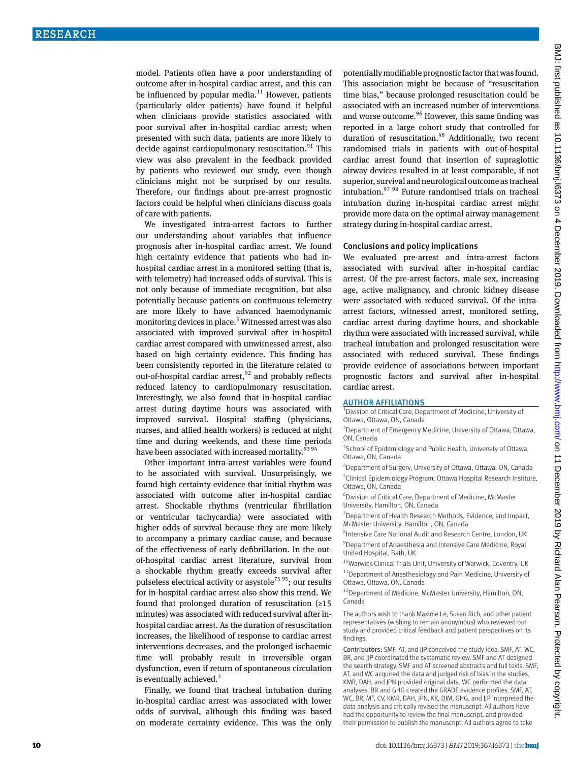model. Patients often have a poor understanding of outcome after in-hospital cardiac arrest, and this can be influenced by popular media.[11] However, patients (particularly older patients) have found it helpful when clinicians provide statistics associated with poor survival after in-hospital cardiac arrest; when presented with such data, patients are more likely to decide against cardiopulmonary resuscitation.[91] This view was also prevalent in the feedback provided by patients who reviewed our study, even though clinicians might not be surprised by our results. Therefore, our findings about pre-arrest prognostic factors could be helpful when clinicians discuss goals of care with patients.

We investigated intra-arrest factors to further our understanding about variables that influence prognosis after in-hospital cardiac arrest. We found high certainty evidence that patients who had in-hospital cardiac arrest in a monitored setting (that is, with telemetry) had increased odds of survival. This is not only because of immediate recognition, but also potentially because patients on continuous telemetry are more likely to have advanced haemodynamic monitoring devices in place.[3] Witnessed arrest was also associated with improved survival after in-hospital cardiac arrest compared with unwitnessed arrest, also based on high certainty evidence. This finding has been consistently reported in the literature related to out-of-hospital cardiac arrest,[92] and probably reflects reduced latency to cardiopulmonary resuscitation. Interestingly, we also found that in-hospital cardiac arrest during daytime hours was associated with improved survival. Hospital staffing (physicians, nurses, and allied health workers) is reduced at night time and during weekends, and these time periods have been associated with increased mortality.[93 94]

Other important intra-arrest variables were found to be associated with survival. Unsurprisingly, we found high certainty evidence that initial rhythm was associated with outcome after in-hospital cardiac arrest. Shockable rhythms (ventricular fibrillation or ventricular tachycardia) were associated with higher odds of survival because they are more likely to accompany a primary cardiac cause, and because of the effectiveness of early defibrillation. In the out-of-hospital cardiac arrest literature, survival from a shockable rhythm greatly exceeds survival after pulseless electrical activity or asystole[75 95]; our results for in-hospital cardiac arrest also show this trend. We found that prolonged duration of resuscitation (≥15 minutes) was associated with reduced survival after in-hospital cardiac arrest. As the duration of resuscitation increases, the likelihood of response to cardiac arrest interventions decreases, and the prolonged ischaemic time will probably result in irreversible organ dysfunction, even if return of spontaneous circulation is eventually achieved.[2]

Finally, we found that tracheal intubation during in-hospital cardiac arrest was associated with lower odds of survival, although this finding was based on moderate certainty evidence. This was the only potentially modifiable prognostic factor that was found. This association might be because of "resuscitation time bias," because prolonged resuscitation could be associated with an increased number of interventions and worse outcome.[96] However, this same finding was reported in a large cohort study that controlled for duration of resuscitation.[48] Additionally, two recent randomised trials in patients with out-of-hospital cardiac arrest found that insertion of supraglottic airway devices resulted in at least comparable, if not superior, survival and neurological outcome as tracheal intubation.[97 98] Future randomised trials on tracheal intubation during in-hospital cardiac arrest might provide more data on the optimal airway management strategy during in-hospital cardiac arrest.

## Conclusions and policy implications

We evaluated pre-arrest and intra-arrest factors associated with survival after in-hospital cardiac arrest. Of the pre-arrest factors, male sex, increasing age, active malignancy, and chronic kidney disease were associated with reduced survival. Of the intra-arrest factors, witnessed arrest, monitored setting, cardiac arrest during daytime hours, and shockable rhythm were associated with increased survival, while tracheal intubation and prolonged resuscitation were associated with reduced survival. These findings provide evidence of associations between important prognostic factors and survival after in-hospital cardiac arrest.

### AUTHOR AFFILIATIONS

[1]Division of Critical Care, Department of Medicine, University of Ottawa, Ottawa, ON, Canada

[2]Department of Emergency Medicine, University of Ottawa, Ottawa, ON, Canada

[3]School of Epidemiology and Public Health, University of Ottawa, Ottawa, ON, Canada

[4]Department of Surgery, University of Ottawa, Ottawa, ON, Canada

[5]Clinical Epidemiology Program, Ottawa Hospital Research Institute, Ottawa, ON, Canada

[6]Division of Critical Care, Department of Medicine, McMaster University, Hamilton, ON, Canada

[7]Department of Health Research Methods, Evidence, and Impact, McMaster University, Hamilton, ON, Canada

[8]Intensive Care National Audit and Research Centre, London, UK

[9]Department of Anaesthesia and Intensive Care Medicine, Royal United Hospital, Bath, UK

[10]Warwick Clinical Trials Unit, University of Warwick, Coventry, UK

[11]Department of Anesthesiology and Pain Medicine, University of Ottawa, Ottawa, ON, Canada

[12]Department of Medicine, McMaster University, Hamilton, ON, Canada

The authors wish to thank Maxime Le, Susan Rich, and other patient representatives (wishing to remain anonymous) who reviewed our study and provided critical feedback and patient perspectives on its findings.

Contributors: SMF, AT, and JJP conceived the study idea. SMF, AT, WC, BR, and JJP coordinated the systematic review. SMF and AT designed the search strategy. SMF and AT screened abstracts and full texts. SMF, AT, and WC acquired the data and judged risk of bias in the studies. KMR, DAH, and JPN provided original data. WC performed the data analyses. BR and GHG created the GRADE evidence profiles. SMF, AT, WC, BR, MT, CV, KMR, DAH, JPN, KK, DIM, GHG, and JJP interpreted the data analysis and critically revised the manuscript. All authors have had the opportunity to review the final manuscript, and provided their permission to publish the manuscript. All authors agree to take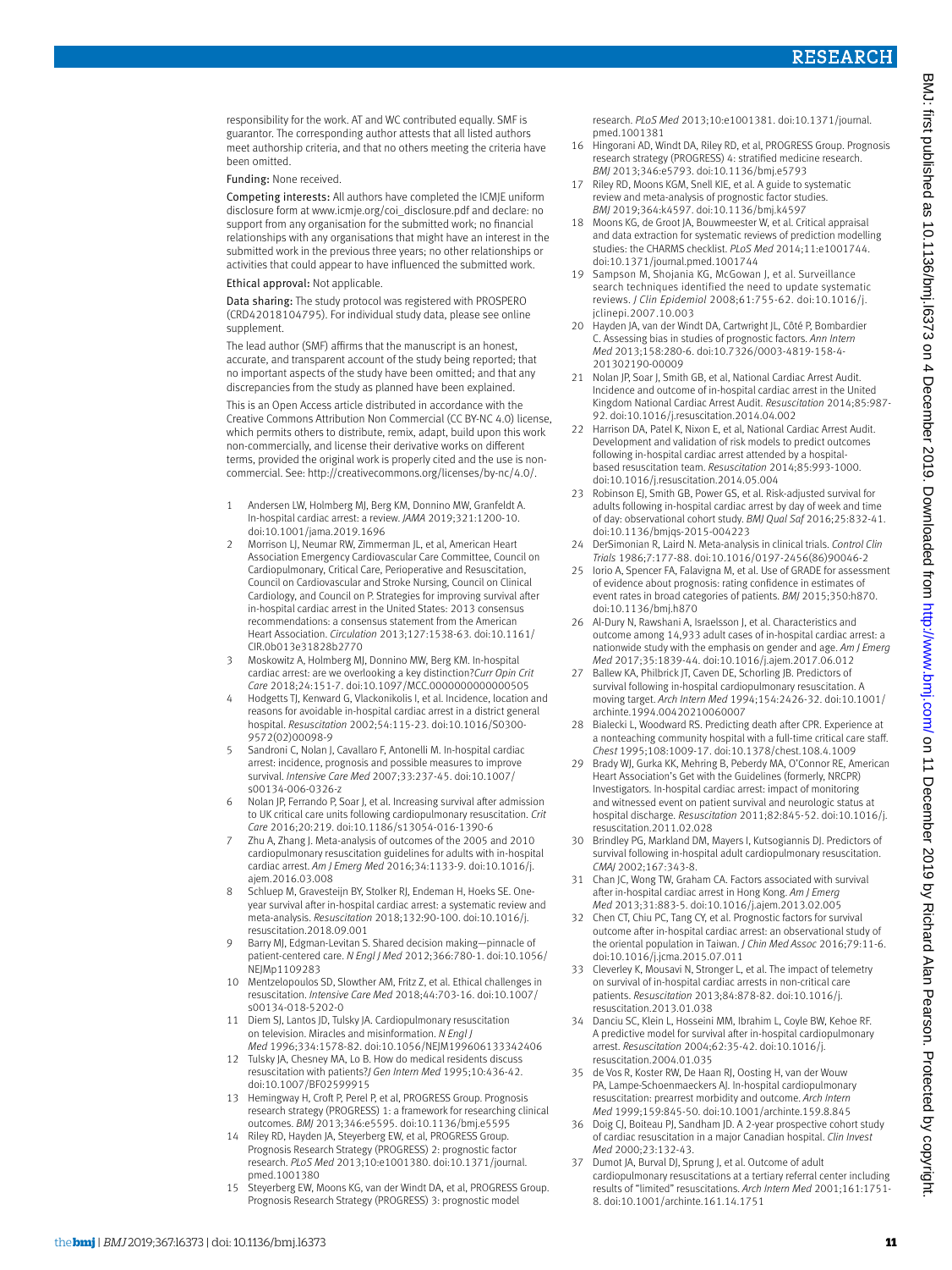responsibility for the work. AT and WC contributed equally. SMF is guarantor. The corresponding author attests that all listed authors meet authorship criteria, and that no others meeting the criteria have been omitted.

Funding: None received.

Competing interests: All authors have completed the ICMJE uniform disclosure form at www.icmje.org/coi_disclosure.pdf and declare: no support from any organisation for the submitted work; no financial relationships with any organisations that might have an interest in the submitted work in the previous three years; no other relationships or activities that could appear to have influenced the submitted work.

Ethical approval: Not applicable.

Data sharing: The study protocol was registered with PROSPERO (CRD42018104795). For individual study data, please see online supplement.

The lead author (SMF) affirms that the manuscript is an honest, accurate, and transparent account of the study being reported; that no important aspects of the study have been omitted; and that any discrepancies from the study as planned have been explained.

This is an Open Access article distributed in accordance with the Creative Commons Attribution Non Commercial (CC BY-NC 4.0) license, which permits others to distribute, remix, adapt, build upon this work non-commercially, and license their derivative works on different terms, provided the original work is properly cited and the use is non-commercial. See: http://creativecommons.org/licenses/by-nc/4.0/.

1. Andersen LW, Holmberg MJ, Berg KM, Donnino MW, Granfeldt A. In-hospital cardiac arrest: a review. *JAMA* 2019;321:1200-10. doi:10.1001/jama.2019.1696
2. Morrison LJ, Neumar RW, Zimmerman JL, et al, American Heart Association Emergency Cardiovascular Care Committee, Council on Cardiopulmonary, Critical Care, Perioperative and Resuscitation, Council on Cardiovascular and Stroke Nursing, Council on Clinical Cardiology, and Council on P. Strategies for improving survival after in-hospital cardiac arrest in the United States: 2013 consensus recommendations: a consensus statement from the American Heart Association. *Circulation* 2013;127:1538-63. doi:10.1161/CIR.0b013e31828b2770
3. Moskowitz A, Holmberg MJ, Donnino MW, Berg KM. In-hospital cardiac arrest: are we overlooking a key distinction?*Curr Opin Crit Care* 2018;24:151-7. doi:10.1097/MCC.0000000000000505
4. Hodgetts TJ, Kenward G, Vlackonikolis I, et al. Incidence, location and reasons for avoidable in-hospital cardiac arrest in a district general hospital. *Resuscitation* 2002;54:115-23. doi:10.1016/S0300-9572(02)00098-9
5. Sandroni C, Nolan J, Cavallaro F, Antonelli M. In-hospital cardiac arrest: incidence, prognosis and possible measures to improve survival. *Intensive Care Med* 2007;33:237-45. doi:10.1007/s00134-006-0326-z
6. Nolan JP, Ferrando P, Soar J, et al. Increasing survival after admission to UK critical care units following cardiopulmonary resuscitation. *Crit Care* 2016;20:219. doi:10.1186/s13054-016-1390-6
7. Zhu A, Zhang J. Meta-analysis of outcomes of the 2005 and 2010 cardiopulmonary resuscitation guidelines for adults with in-hospital cardiac arrest. *Am J Emerg Med* 2016;34:1133-9. doi:10.1016/j.ajem.2016.03.008
8. Schluep M, Gravesteijn BY, Stolker RJ, Endeman H, Hoeks SE. One-year survival after in-hospital cardiac arrest: a systematic review and meta-analysis. *Resuscitation* 2018;132:90-100. doi:10.1016/j.resuscitation.2018.09.001
9. Barry MJ, Edgman-Levitan S. Shared decision making—pinnacle of patient-centered care. *N Engl J Med* 2012;366:780-1. doi:10.1056/NEJMp1109283
10. Mentzelopoulos SD, Slowther AM, Fritz Z, et al. Ethical challenges in resuscitation. *Intensive Care Med* 2018;44:703-16. doi:10.1007/s00134-018-5202-0
11. Diem SJ, Lantos JD, Tulsky JA. Cardiopulmonary resuscitation on television. Miracles and misinformation. *N Engl J Med* 1996;334:1578-82. doi:10.1056/NEJM199606133342406
12. Tulsky JA, Chesney MA, Lo B. How do medical residents discuss resuscitation with patients?*J Gen Intern Med* 1995;10:436-42. doi:10.1007/BF02599915
13. Hemingway H, Croft P, Perel P, et al, PROGRESS Group. Prognosis research strategy (PROGRESS) 1: a framework for researching clinical outcomes. *BMJ* 2013;346:e5595. doi:10.1136/bmj.e5595
14. Riley RD, Hayden JA, Steyerberg EW, et al, PROGRESS Group. Prognosis Research Strategy (PROGRESS) 2: prognostic factor research. *PLoS Med* 2013;10:e1001380. doi:10.1371/journal.pmed.1001380
15. Steyerberg EW, Moons KG, van der Windt DA, et al, PROGRESS Group. Prognosis Research Strategy (PROGRESS) 3: prognostic model research. *PLoS Med* 2013;10:e1001381. doi:10.1371/journal.pmed.1001381
16. Hingorani AD, Windt DA, Riley RD, et al, PROGRESS Group. Prognosis research strategy (PROGRESS) 4: stratified medicine research. *BMJ* 2013;346:e5793. doi:10.1136/bmj.e5793
17. Riley RD, Moons KGM, Snell KIE, et al. A guide to systematic review and meta-analysis of prognostic factor studies. *BMJ* 2019;364:k4597. doi:10.1136/bmj.k4597
18. Moons KG, de Groot JA, Bouwmeester W, et al. Critical appraisal and data extraction for systematic reviews of prediction modelling studies: the CHARMS checklist. *PLoS Med* 2014;11:e1001744. doi:10.1371/journal.pmed.1001744
19. Sampson M, Shojania KG, McGowan J, et al. Surveillance search techniques identified the need to update systematic reviews. *J Clin Epidemiol* 2008;61:755-62. doi:10.1016/j.jclinepi.2007.10.003
20. Hayden JA, van der Windt DA, Cartwright JL, Côté P, Bombardier C. Assessing bias in studies of prognostic factors. *Ann Intern Med* 2013;158:280-6. doi:10.7326/0003-4819-158-4-201302190-00009
21. Nolan JP, Soar J, Smith GB, et al, National Cardiac Arrest Audit. Incidence and outcome of in-hospital cardiac arrest in the United Kingdom National Cardiac Arrest Audit. *Resuscitation* 2014;85:987-92. doi:10.1016/j.resuscitation.2014.04.002
22. Harrison DA, Patel K, Nixon E, et al, National Cardiac Arrest Audit. Development and validation of risk models to predict outcomes following in-hospital cardiac arrest attended by a hospital-based resuscitation team. *Resuscitation* 2014;85:993-1000. doi:10.1016/j.resuscitation.2014.05.004
23. Robinson EJ, Smith GB, Power GS, et al. Risk-adjusted survival for adults following in-hospital cardiac arrest by day of week and time of day: observational cohort study. *BMJ Qual Saf* 2016;25:832-41. doi:10.1136/bmjqs-2015-004223
24. DerSimonian R, Laird N. Meta-analysis in clinical trials. *Control Clin Trials* 1986;7:177-88. doi:10.1016/0197-2456(86)90046-2
25. Iorio A, Spencer FA, Falavigna M, et al. Use of GRADE for assessment of evidence about prognosis: rating confidence in estimates of event rates in broad categories of patients. *BMJ* 2015;350:h870. doi:10.1136/bmj.h870
26. Al-Dury N, Rawshani A, Israelsson J, et al. Characteristics and outcome among 14,933 adult cases of in-hospital cardiac arrest: a nationwide study with the emphasis on gender and age. *Am J Emerg Med* 2017;35:1839-44. doi:10.1016/j.ajem.2017.06.012
27. Ballew KA, Philbrick JT, Caven DE, Schorling JB. Predictors of survival following in-hospital cardiopulmonary resuscitation. A moving target. *Arch Intern Med* 1994;154:2426-32. doi:10.1001/archinte.1994.00420210060007
28. Bialecki L, Woodward RS. Predicting death after CPR. Experience at a nonteaching community hospital with a full-time critical care staff. *Chest* 1995;108:1009-17. doi:10.1378/chest.108.4.1009
29. Brady WJ, Gurka KK, Mehring B, Peberdy MA, O'Connor RE, American Heart Association's Get with the Guidelines (formerly, NRCPR) Investigators. In-hospital cardiac arrest: impact of monitoring and witnessed event on patient survival and neurologic status at hospital discharge. *Resuscitation* 2011;82:845-52. doi:10.1016/j.resuscitation.2011.02.028
30. Brindley PG, Markland DM, Mayers I, Kutsogiannis DJ. Predictors of survival following in-hospital adult cardiopulmonary resuscitation. *CMAJ* 2002;167:343-8.
31. Chan JC, Wong TW, Graham CA. Factors associated with survival after in-hospital cardiac arrest in Hong Kong. *Am J Emerg Med* 2013;31:883-5. doi:10.1016/j.ajem.2013.02.005
32. Chen CT, Chiu PC, Tang CY, et al. Prognostic factors for survival outcome after in-hospital cardiac arrest: an observational study of the oriental population in Taiwan. *J Chin Med Assoc* 2016;79:11-6. doi:10.1016/j.jcma.2015.07.011
33. Cleverley K, Mousavi N, Stronger L, et al. The impact of telemetry on survival of in-hospital cardiac arrests in non-critical care patients. *Resuscitation* 2013;84:878-82. doi:10.1016/j.resuscitation.2013.01.038
34. Danciu SC, Klein L, Hosseini MM, Ibrahim L, Coyle BW, Kehoe RF. A predictive model for survival after in-hospital cardiopulmonary arrest. *Resuscitation* 2004;62:35-42. doi:10.1016/j.resuscitation.2004.01.035
35. de Vos R, Koster RW, De Haan RJ, Oosting H, van der Wouw PA, Lampe-Schoenmaeckers AJ. In-hospital cardiopulmonary resuscitation: prearrest morbidity and outcome. *Arch Intern Med* 1999;159:845-50. doi:10.1001/archinte.159.8.845
36. Doig CJ, Boiteau PJ, Sandham JD. A 2-year prospective cohort study of cardiac resuscitation in a major Canadian hospital. *Clin Invest Med* 2000;23:132-43.
37. Dumot JA, Burval DJ, Sprung J, et al. Outcome of adult cardiopulmonary resuscitations at a tertiary referral center including results of "limited" resuscitations. *Arch Intern Med* 2001;161:1751-8. doi:10.1001/archinte.161.14.1751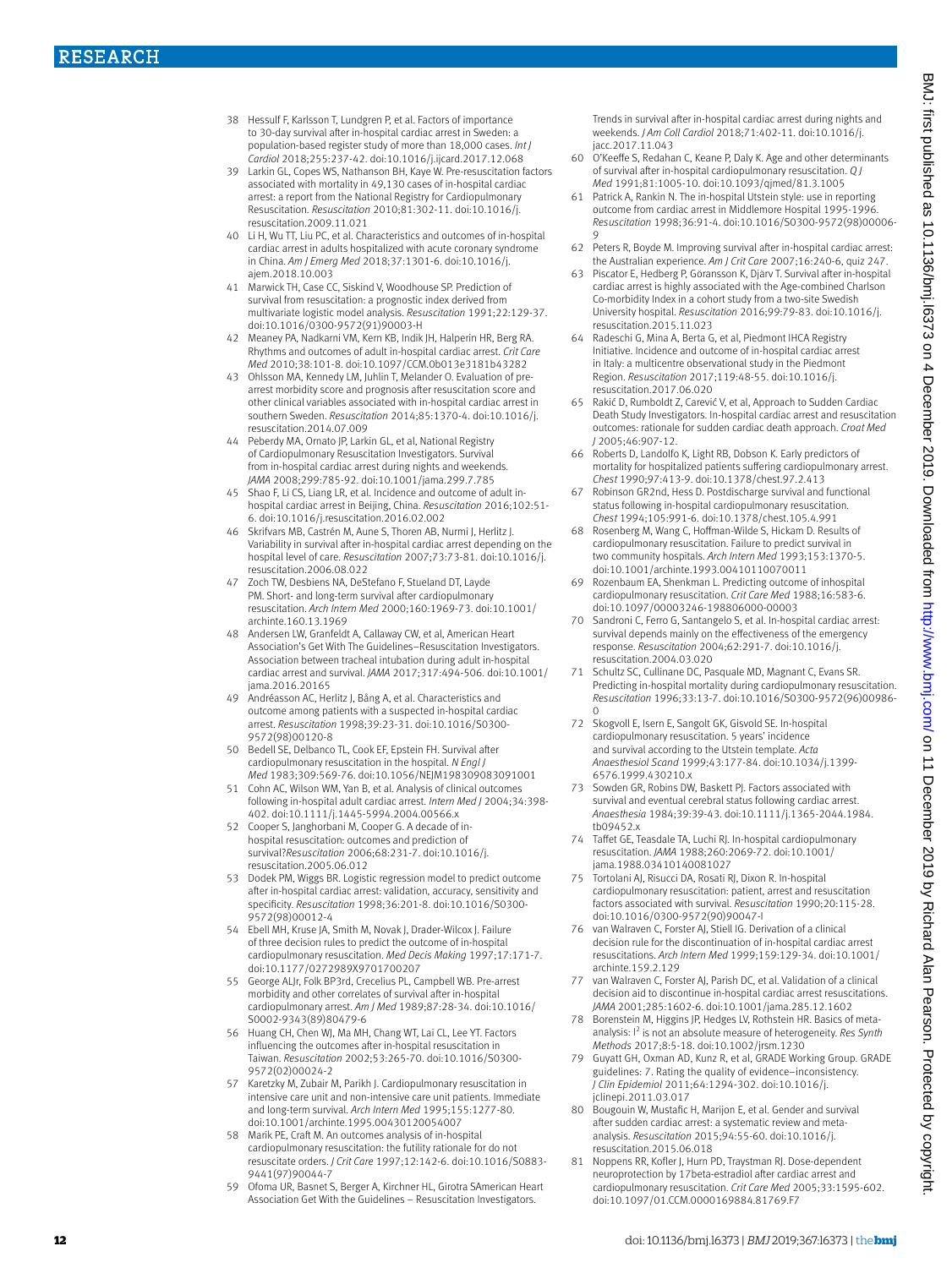38 Hessulf F, Karlsson T, Lundgren P, et al. Factors of importance to 30-day survival after in-hospital cardiac arrest in Sweden: a population-based register study of more than 18,000 cases. *Int J Cardiol* 2018;255:237-42. doi:10.1016/j.ijcard.2017.12.068

39 Larkin GL, Copes WS, Nathanson BH, Kaye W. Pre-resuscitation factors associated with mortality in 49,130 cases of in-hospital cardiac arrest: a report from the National Registry for Cardiopulmonary Resuscitation. *Resuscitation* 2010;81:302-11. doi:10.1016/j.resuscitation.2009.11.021

40 Li H, Wu TT, Liu PC, et al. Characteristics and outcomes of in-hospital cardiac arrest in adults hospitalized with acute coronary syndrome in China. *Am J Emerg Med* 2018;37:1301-6. doi:10.1016/j.ajem.2018.10.003

41 Marwick TH, Case CC, Siskind V, Woodhouse SP. Prediction of survival from resuscitation: a prognostic index derived from multivariate logistic model analysis. *Resuscitation* 1991;22:129-37. doi:10.1016/0300-9572(91)90003-H

42 Meaney PA, Nadkarni VM, Kern KB, Indik JH, Halperin HR, Berg RA. Rhythms and outcomes of adult in-hospital cardiac arrest. *Crit Care Med* 2010;38:101-8. doi:10.1097/CCM.0b013e3181b43282

43 Ohlsson MA, Kennedy LM, Juhlin T, Melander O. Evaluation of pre-arrest morbidity score and prognosis after resuscitation score and other clinical variables associated with in-hospital cardiac arrest in southern Sweden. *Resuscitation* 2014;85:1370-4. doi:10.1016/j.resuscitation.2014.07.009

44 Peberdy MA, Ornato JP, Larkin GL, et al, National Registry of Cardiopulmonary Resuscitation Investigators. Survival from in-hospital cardiac arrest during nights and weekends. *JAMA* 2008;299:785-92. doi:10.1001/jama.299.7.785

45 Shao F, Li CS, Liang LR, et al. Incidence and outcome of adult in-hospital cardiac arrest in Beijing, China. *Resuscitation* 2016;102:51-6. doi:10.1016/j.resuscitation.2016.02.002

46 Skrifvars MB, Castrén M, Aune S, Thoren AB, Nurmi J, Herlitz J. Variability in survival after in-hospital cardiac arrest depending on the hospital level of care. *Resuscitation* 2007;73:73-81. doi:10.1016/j.resuscitation.2006.08.022

47 Zoch TW, Desbiens NA, DeStefano F, Stueland DT, Layde PM. Short- and long-term survival after cardiopulmonary resuscitation. *Arch Intern Med* 2000;160:1969-73. doi:10.1001/archinte.160.13.1969

48 Andersen LW, Granfeldt A, Callaway CW, et al, American Heart Association's Get With The Guidelines–Resuscitation Investigators. Association between tracheal intubation during adult in-hospital cardiac arrest and survival. *JAMA* 2017;317:494-506. doi:10.1001/jama.2016.20165

49 Andréasson AC, Herlitz J, Bång A, et al. Characteristics and outcome among patients with a suspected in-hospital cardiac arrest. *Resuscitation* 1998;39:23-31. doi:10.1016/S0300-9572(98)00120-8

50 Bedell SE, Delbanco TL, Cook EF, Epstein FH. Survival after cardiopulmonary resuscitation in the hospital. *N Engl J Med* 1983;309:569-76. doi:10.1056/NEJM198309083091001

51 Cohn AC, Wilson WM, Yan B, et al. Analysis of clinical outcomes following in-hospital adult cardiac arrest. *Intern Med J* 2004;34:398-402. doi:10.1111/j.1445-5994.2004.00566.x

52 Cooper S, Janghorbani M, Cooper G. A decade of in-hospital resuscitation: outcomes and prediction of survival?*Resuscitation* 2006;68:231-7. doi:10.1016/j.resuscitation.2005.06.012

53 Dodek PM, Wiggs BR. Logistic regression model to predict outcome after in-hospital cardiac arrest: validation, accuracy, sensitivity and specificity. *Resuscitation* 1998;36:201-8. doi:10.1016/S0300-9572(98)00012-4

54 Ebell MH, Kruse JA, Smith M, Novak J, Drader-Wilcox J. Failure of three decision rules to predict the outcome of in-hospital cardiopulmonary resuscitation. *Med Decis Making* 1997;17:171-7. doi:10.1177/0272989X9701700207

55 George ALJr, Folk BP3rd, Crecelius PL, Campbell WB. Pre-arrest morbidity and other correlates of survival after in-hospital cardiopulmonary arrest. *Am J Med* 1989;87:28-34. doi:10.1016/S0002-9343(89)80479-6

56 Huang CH, Chen WJ, Ma MH, Chang WT, Lai CL, Lee YT. Factors influencing the outcomes after in-hospital resuscitation in Taiwan. *Resuscitation* 2002;53:265-70. doi:10.1016/S0300-9572(02)00024-2

57 Karetzky M, Zubair M, Parikh J. Cardiopulmonary resuscitation in intensive care unit and non-intensive care unit patients. Immediate and long-term survival. *Arch Intern Med* 1995;155:1277-80. doi:10.1001/archinte.1995.00430120054007

58 Marik PE, Craft M. An outcomes analysis of in-hospital cardiopulmonary resuscitation: the futility rationale for do not resuscitate orders. *J Crit Care* 1997;12:142-6. doi:10.1016/S0883-9441(97)90044-7

59 Ofoma UR, Basnet S, Berger A, Kirchner HL, Girotra SAmerican Heart Association Get With the Guidelines – Resuscitation Investigators. Trends in survival after in-hospital cardiac arrest during nights and weekends. *J Am Coll Cardiol* 2018;71:402-11. doi:10.1016/j.jacc.2017.11.043

60 O'Keeffe S, Redahan C, Keane P, Daly K. Age and other determinants of survival after in-hospital cardiopulmonary resuscitation. *Q J Med* 1991;81:1005-10. doi:10.1093/qjmed/81.3.1005

61 Patrick A, Rankin N. The in-hospital Utstein style: use in reporting outcome from cardiac arrest in Middlemore Hospital 1995-1996. *Resuscitation* 1998;36:91-4. doi:10.1016/S0300-9572(98)00006-9

62 Peters R, Boyde M. Improving survival after in-hospital cardiac arrest: the Australian experience. *Am J Crit Care* 2007;16:240-6, quiz 247.

63 Piscator E, Hedberg P, Göransson K, Djärv T. Survival after in-hospital cardiac arrest is highly associated with the Age-combined Charlson Co-morbidity Index in a cohort study from a two-site Swedish University hospital. *Resuscitation* 2016;99:79-83. doi:10.1016/j.resuscitation.2015.11.023

64 Radeschi G, Mina A, Berta G, et al, Piedmont IHCA Registry Initiative. Incidence and outcome of in-hospital cardiac arrest in Italy: a multicentre observational study in the Piedmont Region. *Resuscitation* 2017;119:48-55. doi:10.1016/j.resuscitation.2017.06.020

65 Rakić D, Rumboldt Z, Carević V, et al, Approach to Sudden Cardiac Death Study Investigators. In-hospital cardiac arrest and resuscitation outcomes: rationale for sudden cardiac death approach. *Croat Med J* 2005;46:907-12.

66 Roberts D, Landolfo K, Light RB, Dobson K. Early predictors of mortality for hospitalized patients suffering cardiopulmonary arrest. *Chest* 1990;97:413-9. doi:10.1378/chest.97.2.413

67 Robinson GR2nd, Hess D. Postdischarge survival and functional status following in-hospital cardiopulmonary resuscitation. *Chest* 1994;105:991-6. doi:10.1378/chest.105.4.991

68 Rosenberg M, Wang C, Hoffman-Wilde S, Hickam D. Results of cardiopulmonary resuscitation. Failure to predict survival in two community hospitals. *Arch Intern Med* 1993;153:1370-5. doi:10.1001/archinte.1993.00410110070011

69 Rozenbaum EA, Shenkman L. Predicting outcome of inhospital cardiopulmonary resuscitation. *Crit Care Med* 1988;16:583-6. doi:10.1097/00003246-198806000-00003

70 Sandroni C, Ferro G, Santangelo S, et al. In-hospital cardiac arrest: survival depends mainly on the effectiveness of the emergency response. *Resuscitation* 2004;62:291-7. doi:10.1016/j.resuscitation.2004.03.020

71 Schultz SC, Cullinane DC, Pasquale MD, Magnant C, Evans SR. Predicting in-hospital mortality during cardiopulmonary resuscitation. *Resuscitation* 1996;33:13-7. doi:10.1016/S0300-9572(96)00986-0

72 Skogvoll E, Isern E, Sangolt GK, Gisvold SE. In-hospital cardiopulmonary resuscitation. 5 years' incidence and survival according to the Utstein template. *Acta Anaesthesiol Scand* 1999;43:177-84. doi:10.1034/j.1399-6576.1999.430210.x

73 Sowden GR, Robins DW, Baskett PJ. Factors associated with survival and eventual cerebral status following cardiac arrest. *Anaesthesia* 1984;39:39-43. doi:10.1111/j.1365-2044.1984.tb09452.x

74 Taffet GE, Teasdale TA, Luchi RJ. In-hospital cardiopulmonary resuscitation. *JAMA* 1988;260:2069-72. doi:10.1001/jama.1988.03410140081027

75 Tortolani AJ, Risucci DA, Rosati RJ, Dixon R. In-hospital cardiopulmonary resuscitation: patient, arrest and resuscitation factors associated with survival. *Resuscitation* 1990;20:115-28. doi:10.1016/0300-9572(90)90047-I

76 van Walraven C, Forster AJ, Stiell IG. Derivation of a clinical decision rule for the discontinuation of in-hospital cardiac arrest resuscitations. *Arch Intern Med* 1999;159:129-34. doi:10.1001/archinte.159.2.129

77 van Walraven C, Forster AJ, Parish DC, et al. Validation of a clinical decision aid to discontinue in-hospital cardiac arrest resuscitations. *JAMA* 2001;285:1602-6. doi:10.1001/jama.285.12.1602

78 Borenstein M, Higgins JP, Hedges LV, Rothstein HR. Basics of meta-analysis: $I^2$ is not an absolute measure of heterogeneity. *Res Synth Methods* 2017;8:5-18. doi:10.1002/jrsm.1230

79 Guyatt GH, Oxman AD, Kunz R, et al, GRADE Working Group. GRADE guidelines: 7. Rating the quality of evidence–inconsistency. *J Clin Epidemiol* 2011;64:1294-302. doi:10.1016/j.jclinepi.2011.03.017

80 Bougouin W, Mustafic H, Marijon E, et al. Gender and survival after sudden cardiac arrest: a systematic review and meta-analysis. *Resuscitation* 2015;94:55-60. doi:10.1016/j.resuscitation.2015.06.018

81 Noppens RR, Kofler J, Hurn PD, Traystman RJ. Dose-dependent neuroprotection by 17beta-estradiol after cardiac arrest and cardiopulmonary resuscitation. *Crit Care Med* 2005;33:1595-602. doi:10.1097/01.CCM.0000169884.81769.F7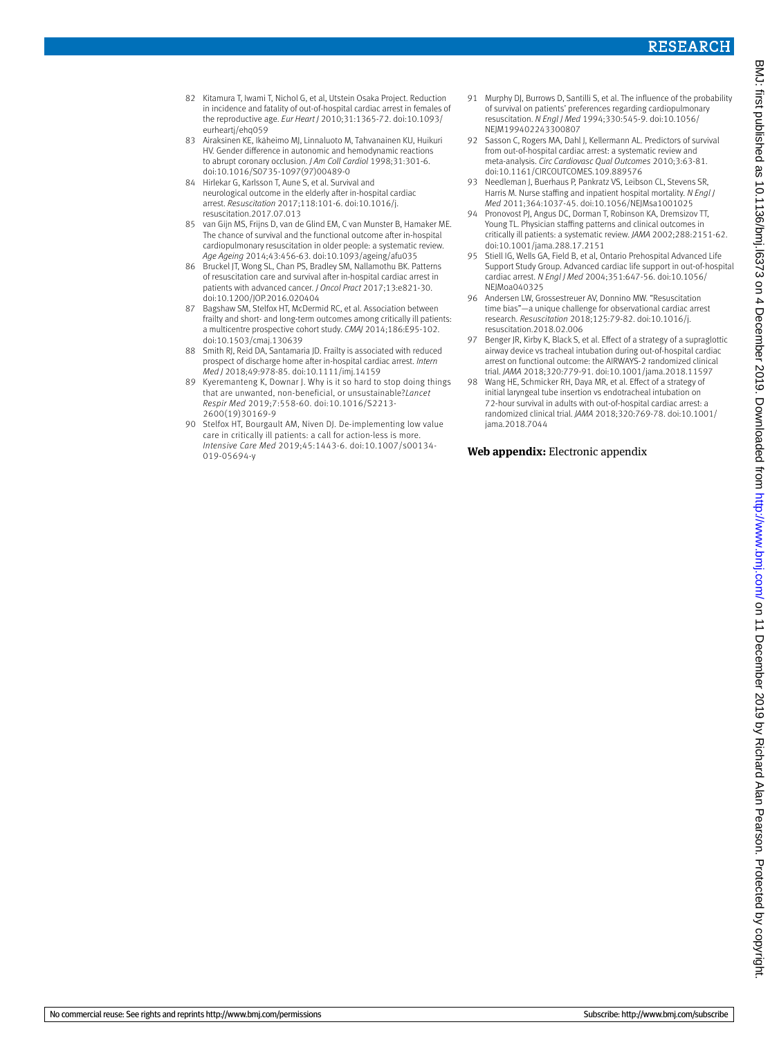82 Kitamura T, Iwami T, Nichol G, et al, Utstein Osaka Project. Reduction in incidence and fatality of out-of-hospital cardiac arrest in females of the reproductive age. *Eur Heart J* 2010;31:1365-72. doi:10.1093/eurheartj/ehq059

83 Airaksinen KE, Ikäheimo MJ, Linnaluoto M, Tahvanainen KU, Huikuri HV. Gender difference in autonomic and hemodynamic reactions to abrupt coronary occlusion. *J Am Coll Cardiol* 1998;31:301-6. doi:10.1016/S0735-1097(97)00489-0

84 Hirlekar G, Karlsson T, Aune S, et al. Survival and neurological outcome in the elderly after in-hospital cardiac arrest. *Resuscitation* 2017;118:101-6. doi:10.1016/j.resuscitation.2017.07.013

85 van Gijn MS, Frijns D, van de Glind EM, C van Munster B, Hamaker ME. The chance of survival and the functional outcome after in-hospital cardiopulmonary resuscitation in older people: a systematic review. *Age Ageing* 2014;43:456-63. doi:10.1093/ageing/afu035

86 Bruckel JT, Wong SL, Chan PS, Bradley SM, Nallamothu BK. Patterns of resuscitation care and survival after in-hospital cardiac arrest in patients with advanced cancer. *J Oncol Pract* 2017;13:e821-30. doi:10.1200/JOP.2016.020404

87 Bagshaw SM, Stelfox HT, McDermid RC, et al. Association between frailty and short- and long-term outcomes among critically ill patients: a multicentre prospective cohort study. *CMAJ* 2014;186:E95-102. doi:10.1503/cmaj.130639

88 Smith RJ, Reid DA, Santamaria JD. Frailty is associated with reduced prospect of discharge home after in-hospital cardiac arrest. *Intern Med J* 2018;49:978-85. doi:10.1111/imj.14159

89 Kyeremanteng K, Downar J. Why is it so hard to stop doing things that are unwanted, non-beneficial, or unsustainable?*Lancet Respir Med* 2019;7:558-60. doi:10.1016/S2213-2600(19)30169-9

90 Stelfox HT, Bourgault AM, Niven DJ. De-implementing low value care in critically ill patients: a call for action-less is more. *Intensive Care Med* 2019;45:1443-6. doi:10.1007/s00134-019-05694-y

91 Murphy DJ, Burrows D, Santilli S, et al. The influence of the probability of survival on patients' preferences regarding cardiopulmonary resuscitation. *N Engl J Med* 1994;330:545-9. doi:10.1056/NEJM199402243300807

92 Sasson C, Rogers MA, Dahl J, Kellermann AL. Predictors of survival from out-of-hospital cardiac arrest: a systematic review and meta-analysis. *Circ Cardiovasc Qual Outcomes* 2010;3:63-81. doi:10.1161/CIRCOUTCOMES.109.889576

93 Needleman J, Buerhaus P, Pankratz VS, Leibson CL, Stevens SR, Harris M. Nurse staffing and inpatient hospital mortality. *N Engl J Med* 2011;364:1037-45. doi:10.1056/NEJMsa1001025

94 Pronovost PJ, Angus DC, Dorman T, Robinson KA, Dremsizov TT, Young TL. Physician staffing patterns and clinical outcomes in critically ill patients: a systematic review. *JAMA* 2002;288:2151-62. doi:10.1001/jama.288.17.2151

95 Stiell IG, Wells GA, Field B, et al, Ontario Prehospital Advanced Life Support Study Group. Advanced cardiac life support in out-of-hospital cardiac arrest. *N Engl J Med* 2004;351:647-56. doi:10.1056/NEJMoa040325

96 Andersen LW, Grossestreuer AV, Donnino MW. "Resuscitation time bias"—a unique challenge for observational cardiac arrest research. *Resuscitation* 2018;125:79-82. doi:10.1016/j.resuscitation.2018.02.006

97 Benger JR, Kirby K, Black S, et al. Effect of a strategy of a supraglottic airway device vs tracheal intubation during out-of-hospital cardiac arrest on functional outcome: the AIRWAYS-2 randomized clinical trial. *JAMA* 2018;320:779-91. doi:10.1001/jama.2018.11597

98 Wang HE, Schmicker RH, Daya MR, et al. Effect of a strategy of initial laryngeal tube insertion vs endotracheal intubation on 72-hour survival in adults with out-of-hospital cardiac arrest: a randomized clinical trial. *JAMA* 2018;320:769-78. doi:10.1001/jama.2018.7044

**Web appendix:** Electronic appendix